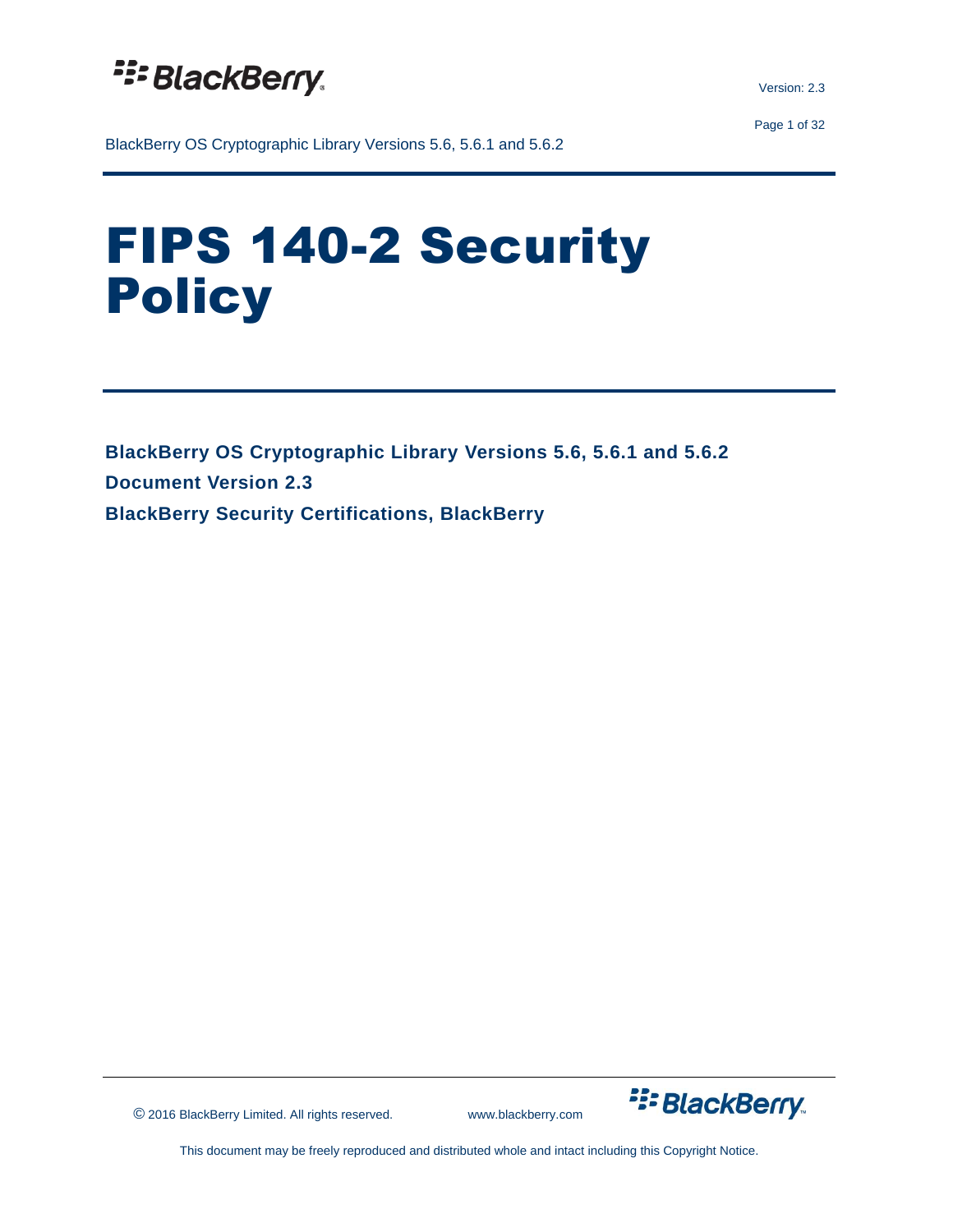# FIPS 140-2 Security Policy

**BlackBerry OS Cryptographic Library Versions 5.6, 5.6.1 and 5.6.2**

**Document Version 2.3**

**BlackBerry Security Certifications, BlackBerry**

© 2016 BlackBerry Limited. All rights reserved. www.blackberry.com

This document may be freely reproduced and distributed whole and intact including this Copyright Notice.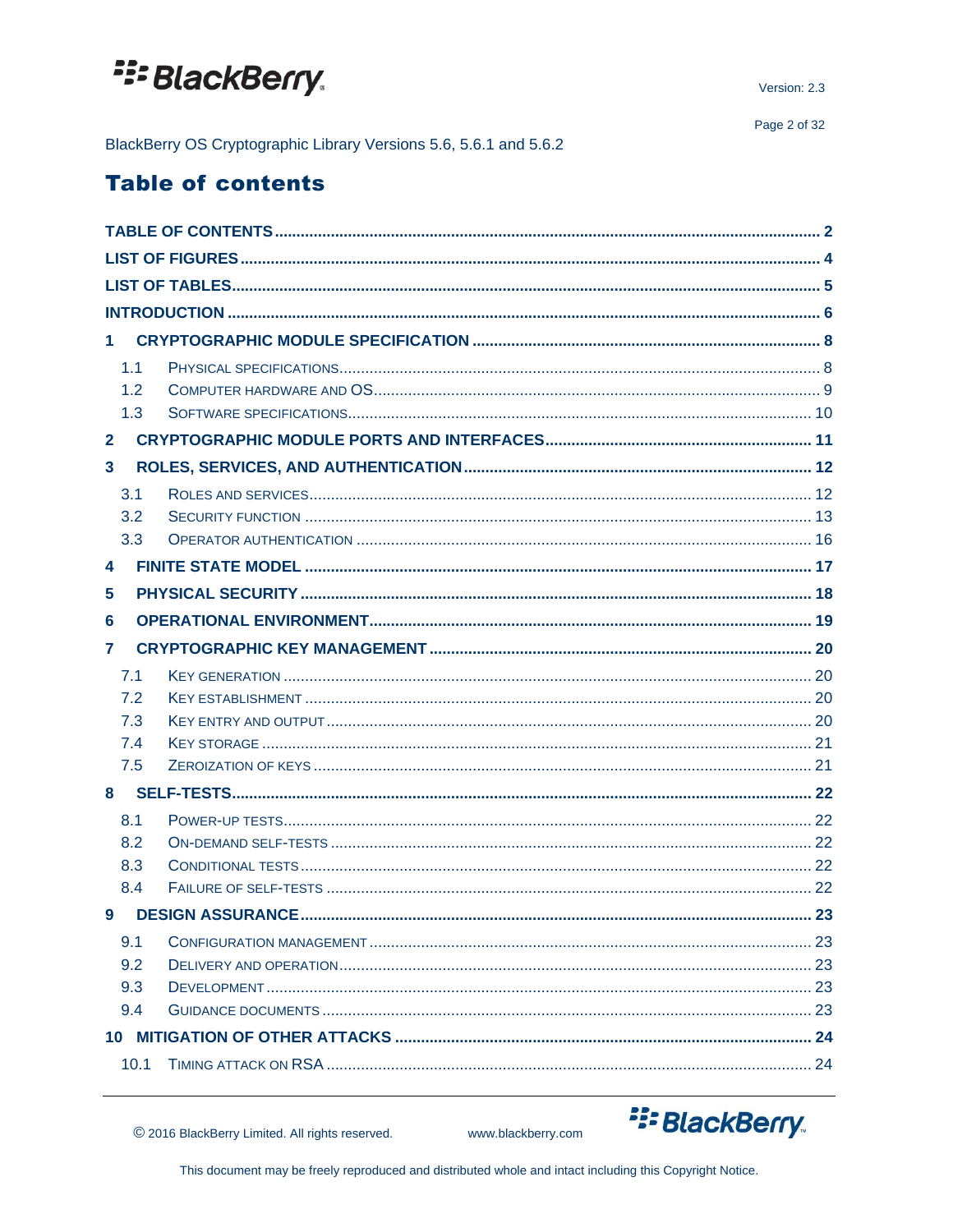# Table of contents

TABLE OF CONTENTS ........................................ 2

LIST OF FIGURES ........................................ 4

LIST OF TABLES ........................................ 5

INTRODUCTION ........................................ 6

1 CRYPTOGRAPHIC MODULE SPECIFICATION ........................................ 8

- 1.1 PHYSICAL SPECIFICATIONS ........................................ 8
- 1.2 COMPUTER HARDWARE AND OS ........................................ 9
- 1.3 SOFTWARE SPECIFICATIONS ........................................ 10

2 CRYPTOGRAPHIC MODULE PORTS AND INTERFACES ........................................ 11

3 ROLES, SERVICES, AND AUTHENTICATION ........................................ 12

- 3.1 ROLES AND SERVICES ........................................ 12
- 3.2 SECURITY FUNCTION ........................................ 13
- 3.3 OPERATOR AUTHENTICATION ........................................ 16

4 FINITE STATE MODEL ........................................ 17

5 PHYSICAL SECURITY ........................................ 18

6 OPERATIONAL ENVIRONMENT ........................................ 19

7 CRYPTOGRAPHIC KEY MANAGEMENT ........................................ 20

- 7.1 KEY GENERATION ........................................ 20
- 7.2 KEY ESTABLISHMENT ........................................ 20
- 7.3 KEY ENTRY AND OUTPUT ........................................ 20
- 7.4 KEY STORAGE ........................................ 21
- 7.5 ZEROIZATION OF KEYS ........................................ 21

8 SELF-TESTS ........................................ 22

- 8.1 POWER-UP TESTS ........................................ 22
- 8.2 ON-DEMAND SELF-TESTS ........................................ 22
- 8.3 CONDITIONAL TESTS ........................................ 22
- 8.4 FAILURE OF SELF-TESTS ........................................ 22

9 DESIGN ASSURANCE ........................................ 23

- 9.1 CONFIGURATION MANAGEMENT ........................................ 23
- 9.2 DELIVERY AND OPERATION ........................................ 23
- 9.3 DEVELOPMENT ........................................ 23
- 9.4 GUIDANCE DOCUMENTS ........................................ 23

10 MITIGATION OF OTHER ATTACKS ........................................ 24

- 10.1 TIMING ATTACK ON RSA ........................................ 24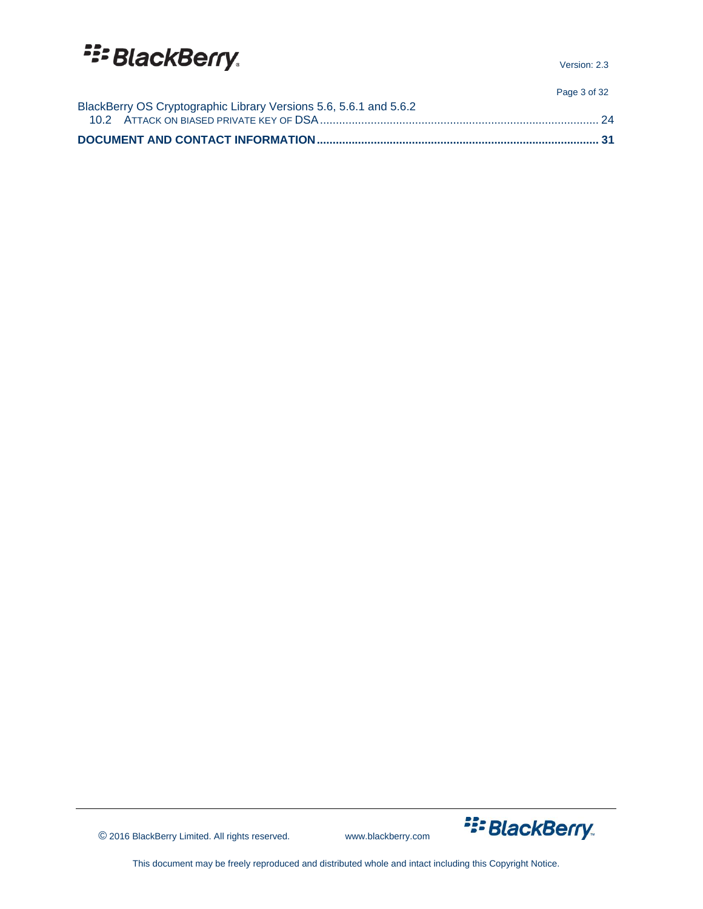10.2 ATTACK ON BIASED PRIVATE KEY OF DSA ........................................................................................ 24

**DOCUMENT AND CONTACT INFORMATION ........................................................................................ 31**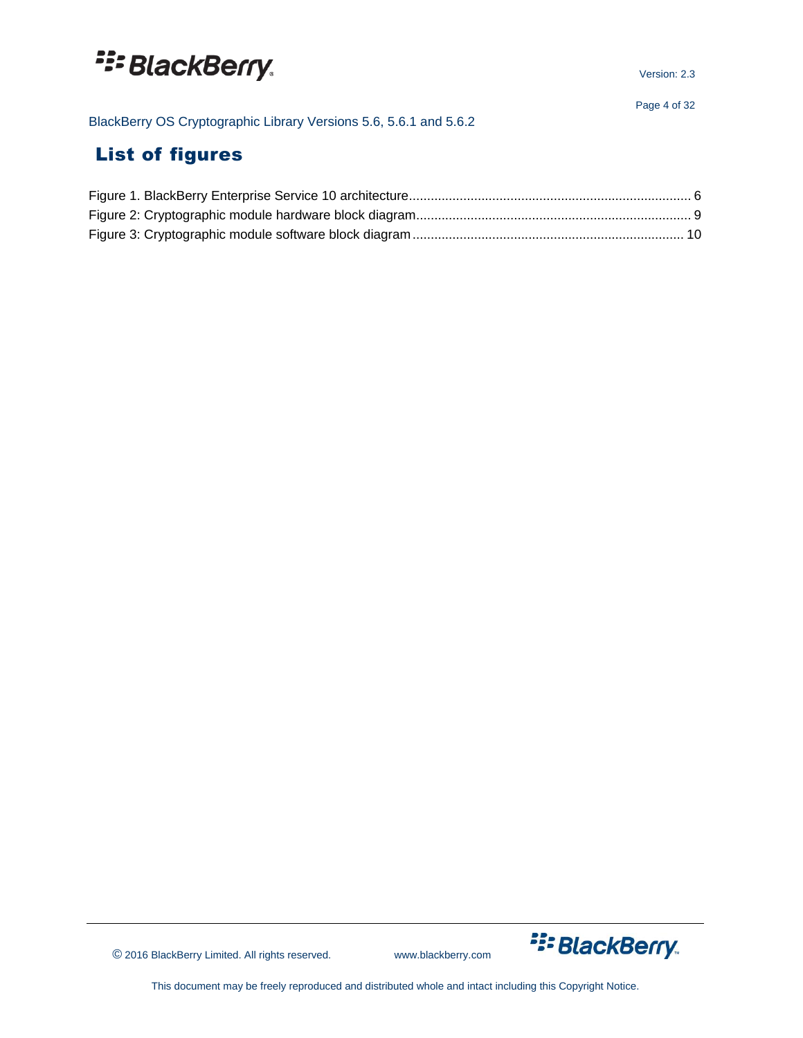# List of figures

Figure 1. BlackBerry Enterprise Service 10 architecture ........................................................................ 6
Figure 2: Cryptographic module hardware block diagram ...................................................................... 9
Figure 3: Cryptographic module software block diagram ..................................................................... 10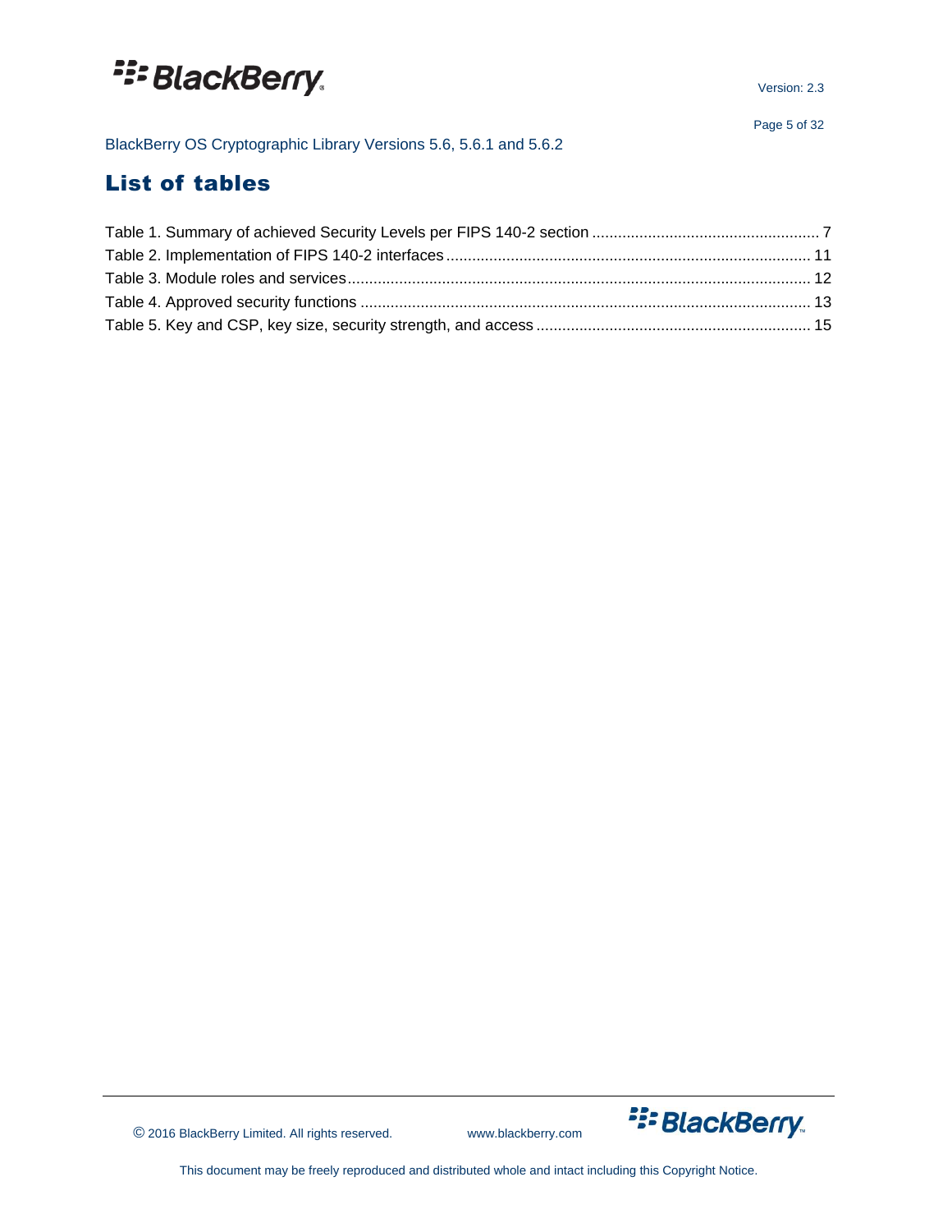# List of tables

Table 1. Summary of achieved Security Levels per FIPS 140-2 section ..................................................... 7
Table 2. Implementation of FIPS 140-2 interfaces .................................................................................... 11
Table 3. Module roles and services ........................................................................................................... 12
Table 4. Approved security functions ........................................................................................................ 13
Table 5. Key and CSP, key size, security strength, and access ................................................................ 15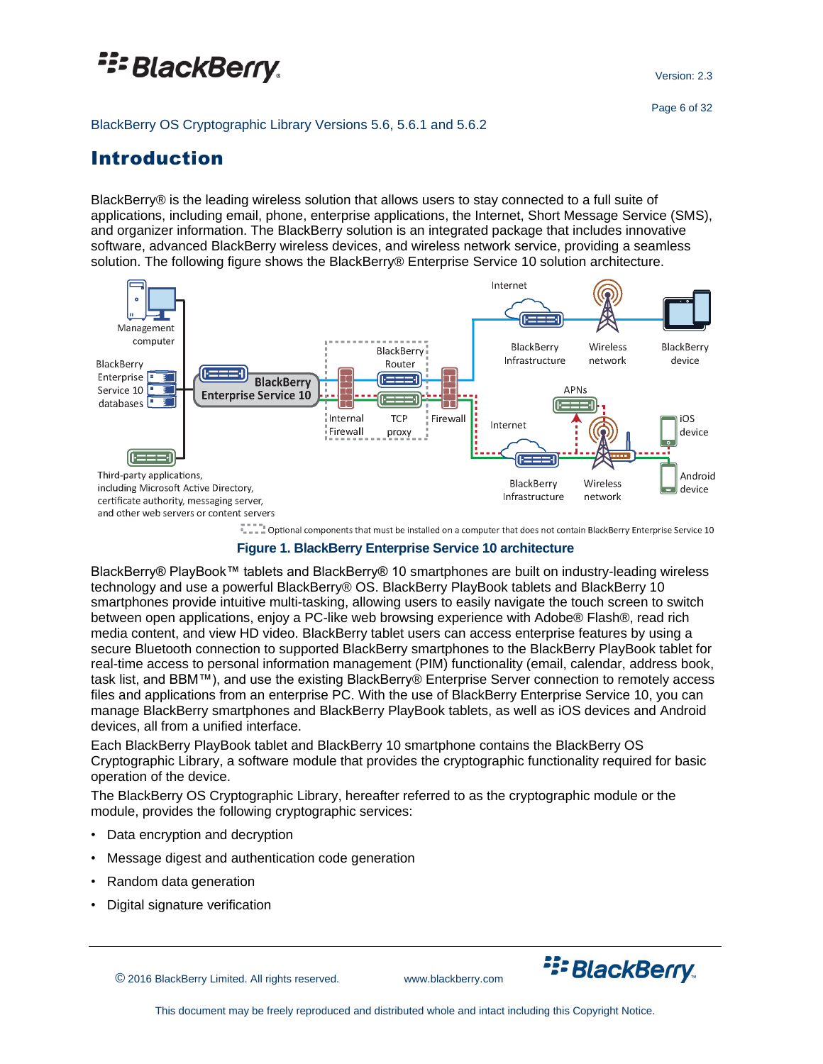# Introduction

BlackBerry® is the leading wireless solution that allows users to stay connected to a full suite of applications, including email, phone, enterprise applications, the Internet, Short Message Service (SMS), and organizer information. The BlackBerry solution is an integrated package that includes innovative software, advanced BlackBerry wireless devices, and wireless network service, providing a seamless solution. The following figure shows the BlackBerry® Enterprise Service 10 solution architecture.

**Figure 1. BlackBerry Enterprise Service 10 architecture**

BlackBerry® PlayBook™ tablets and BlackBerry® 10 smartphones are built on industry-leading wireless technology and use a powerful BlackBerry® OS. BlackBerry PlayBook tablets and BlackBerry 10 smartphones provide intuitive multi-tasking, allowing users to easily navigate the touch screen to switch between open applications, enjoy a PC-like web browsing experience with Adobe® Flash®, read rich media content, and view HD video. BlackBerry tablet users can access enterprise features by using a secure Bluetooth connection to supported BlackBerry smartphones to the BlackBerry PlayBook tablet for real-time access to personal information management (PIM) functionality (email, calendar, address book, task list, and BBM™), and use the existing BlackBerry® Enterprise Server connection to remotely access files and applications from an enterprise PC. With the use of BlackBerry Enterprise Service 10, you can manage BlackBerry smartphones and BlackBerry PlayBook tablets, as well as iOS devices and Android devices, all from a unified interface.

Each BlackBerry PlayBook tablet and BlackBerry 10 smartphone contains the BlackBerry OS Cryptographic Library, a software module that provides the cryptographic functionality required for basic operation of the device.

The BlackBerry OS Cryptographic Library, hereafter referred to as the cryptographic module or the module, provides the following cryptographic services:

- Data encryption and decryption
- Message digest and authentication code generation
- Random data generation
- Digital signature verification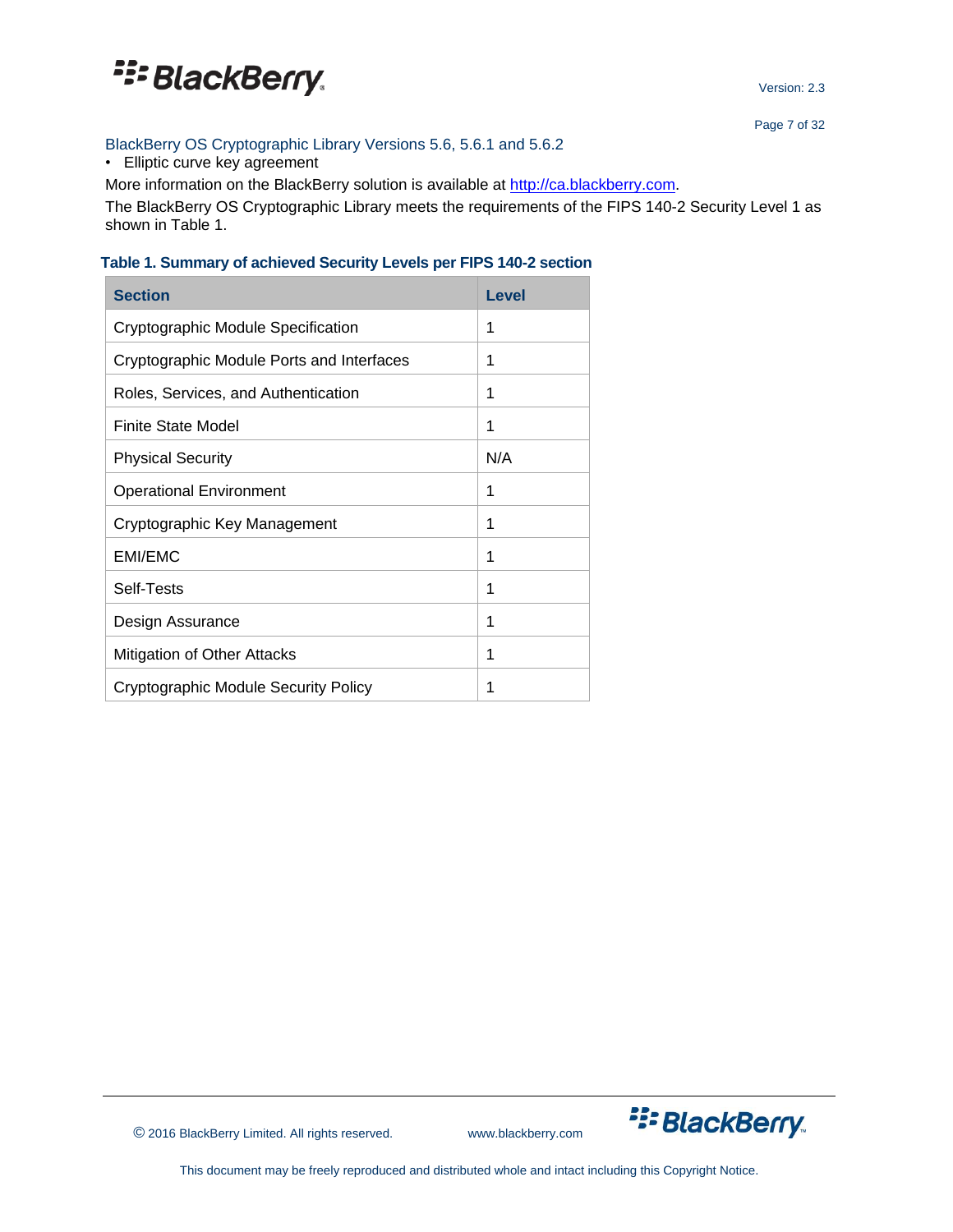- Elliptic curve key agreement

More information on the BlackBerry solution is available at [http://ca.blackberry.com](http://ca.blackberry.com).

The BlackBerry OS Cryptographic Library meets the requirements of the FIPS 140-2 Security Level 1 as shown in Table 1.

**Table 1. Summary of achieved Security Levels per FIPS 140-2 section**

| Section | Level |
| --- | --- |
| Cryptographic Module Specification | 1 |
| Cryptographic Module Ports and Interfaces | 1 |
| Roles, Services, and Authentication | 1 |
| Finite State Model | 1 |
| Physical Security | N/A |
| Operational Environment | 1 |
| Cryptographic Key Management | 1 |
| EMI/EMC | 1 |
| Self-Tests | 1 |
| Design Assurance | 1 |
| Mitigation of Other Attacks | 1 |
| Cryptographic Module Security Policy | 1 |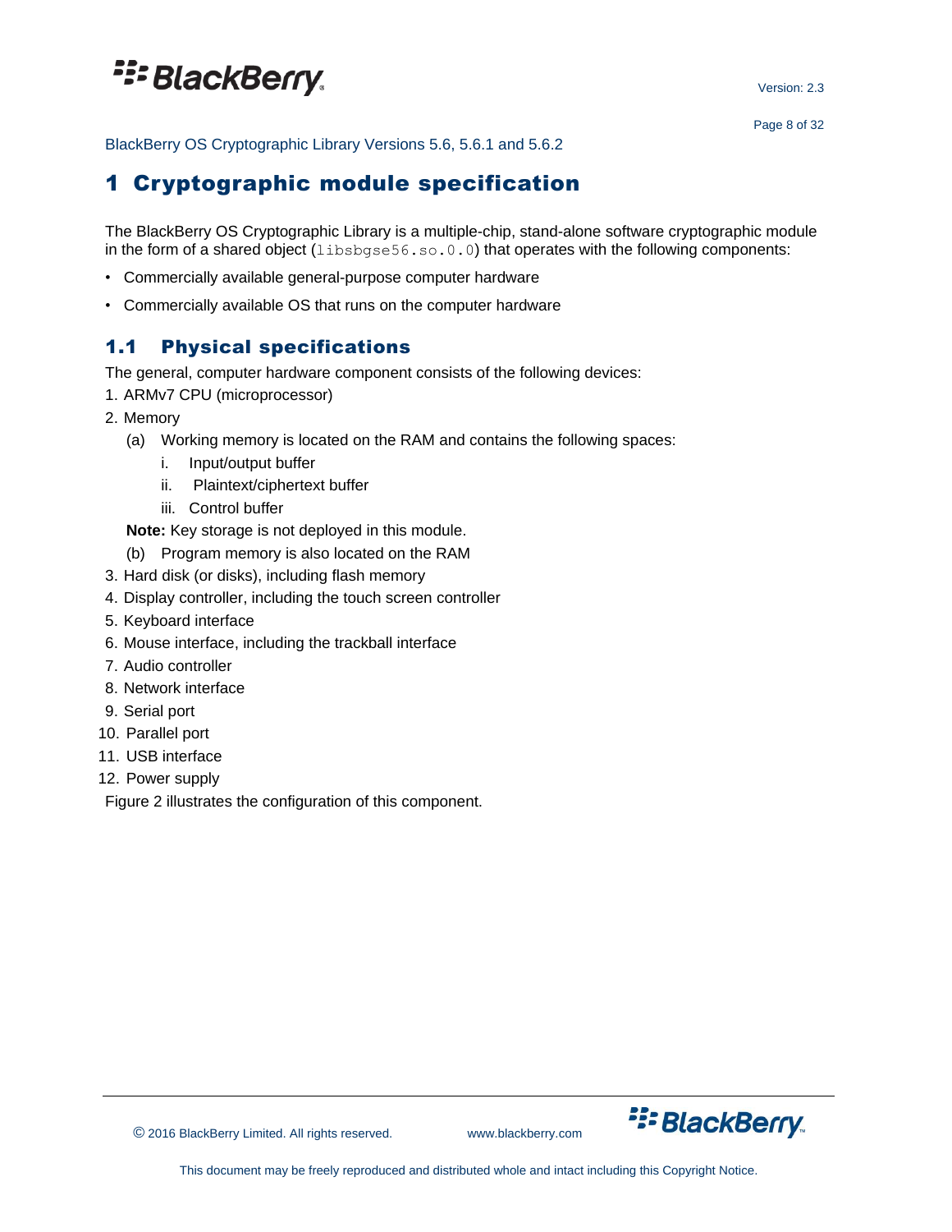# 1 Cryptographic module specification

The BlackBerry OS Cryptographic Library is a multiple-chip, stand-alone software cryptographic module in the form of a shared object (`libsbgse56.so.0.0`) that operates with the following components:

- Commercially available general-purpose computer hardware
- Commercially available OS that runs on the computer hardware

## 1.1 Physical specifications

The general, computer hardware component consists of the following devices:

1. ARMv7 CPU (microprocessor)
2. Memory
   (a) Working memory is located on the RAM and contains the following spaces:
      i. Input/output buffer
      ii. Plaintext/ciphertext buffer
      iii. Control buffer

   **Note:** Key storage is not deployed in this module.

   (b) Program memory is also located on the RAM
3. Hard disk (or disks), including flash memory
4. Display controller, including the touch screen controller
5. Keyboard interface
6. Mouse interface, including the trackball interface
7. Audio controller
8. Network interface
9. Serial port
10. Parallel port
11. USB interface
12. Power supply

Figure 2 illustrates the configuration of this component.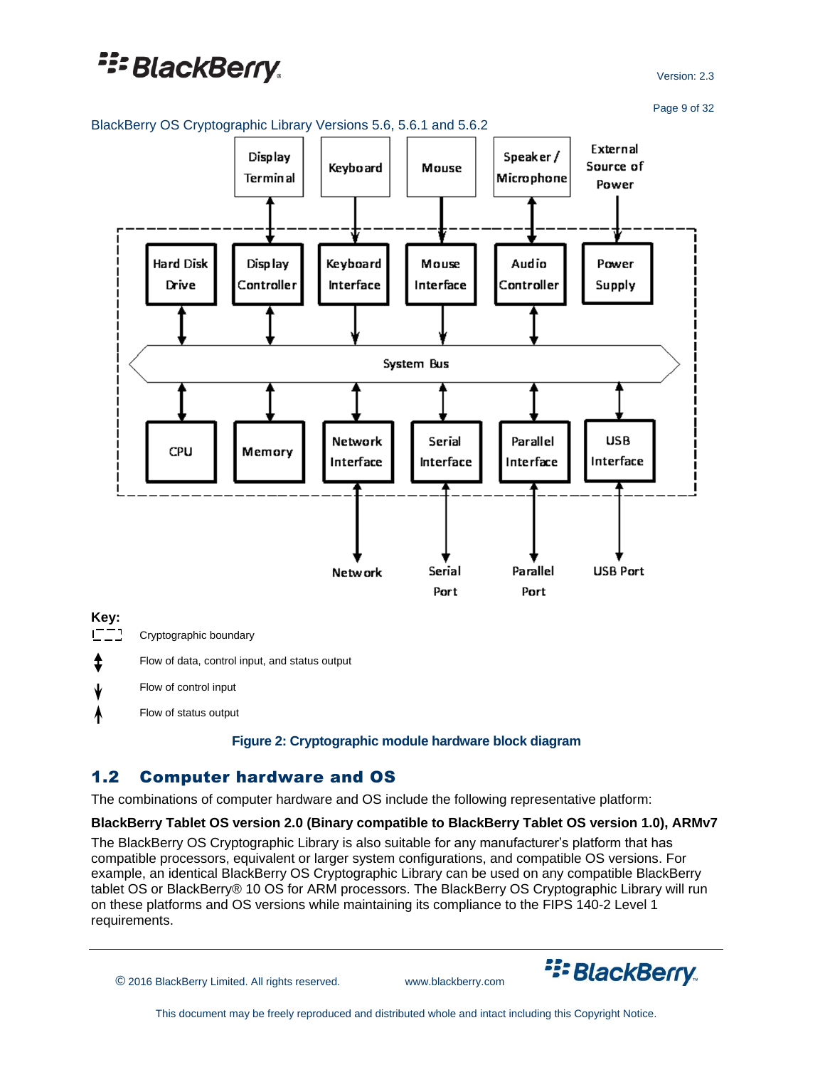Key:

Cryptographic boundary

Flow of data, control input, and status output

Flow of control input

Flow of status output

**Figure 2: Cryptographic module hardware block diagram**

## 1.2 Computer hardware and OS

The combinations of computer hardware and OS include the following representative platform:

**BlackBerry Tablet OS version 2.0 (Binary compatible to BlackBerry Tablet OS version 1.0), ARMv7**

The BlackBerry OS Cryptographic Library is also suitable for any manufacturer's platform that has compatible processors, equivalent or larger system configurations, and compatible OS versions. For example, an identical BlackBerry OS Cryptographic Library can be used on any compatible BlackBerry tablet OS or BlackBerry® 10 OS for ARM processors. The BlackBerry OS Cryptographic Library will run on these platforms and OS versions while maintaining its compliance to the FIPS 140-2 Level 1 requirements.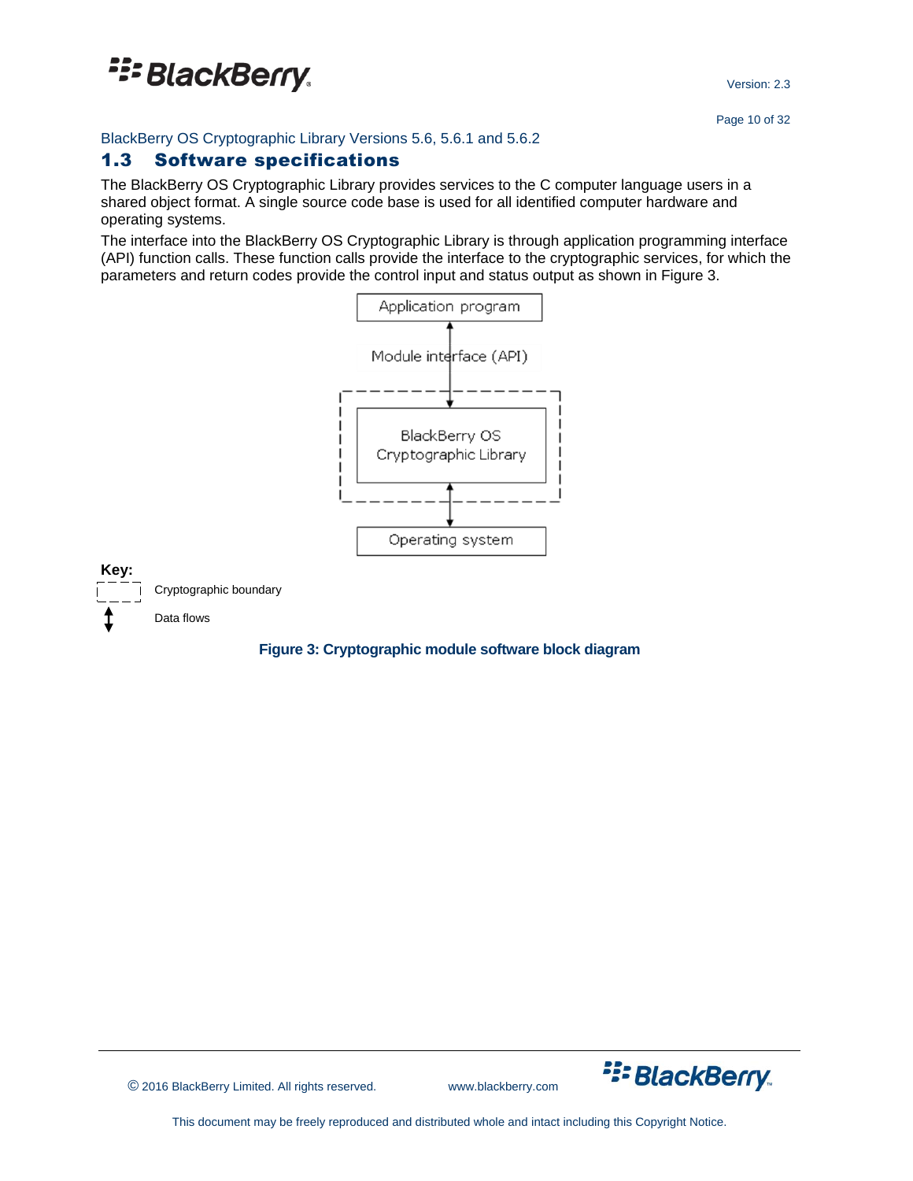## 1.3 Software specifications

The BlackBerry OS Cryptographic Library provides services to the C computer language users in a shared object format. A single source code base is used for all identified computer hardware and operating systems.

The interface into the BlackBerry OS Cryptographic Library is through application programming interface (API) function calls. These function calls provide the interface to the cryptographic services, for which the parameters and return codes provide the control input and status output as shown in Figure 3.

Application program

Module interface (API)

BlackBerry OS Cryptographic Library

Operating system

**Key:**

Cryptographic boundary

Data flows

**Figure 3: Cryptographic module software block diagram**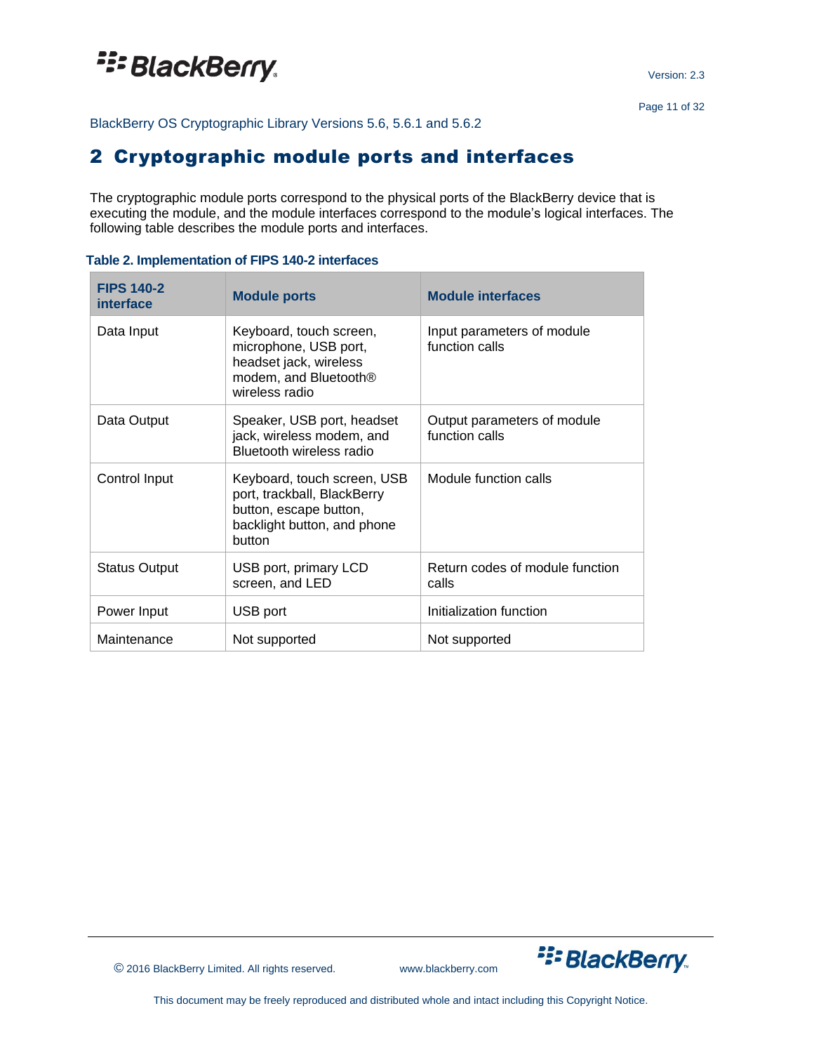## 2 Cryptographic module ports and interfaces

The cryptographic module ports correspond to the physical ports of the BlackBerry device that is executing the module, and the module interfaces correspond to the module's logical interfaces. The following table describes the module ports and interfaces.

**Table 2. Implementation of FIPS 140-2 interfaces**

| FIPS 140-2 interface | Module ports | Module interfaces |
|---|---|---|
| Data Input | Keyboard, touch screen, microphone, USB port, headset jack, wireless modem, and Bluetooth® wireless radio | Input parameters of module function calls |
| Data Output | Speaker, USB port, headset jack, wireless modem, and Bluetooth wireless radio | Output parameters of module function calls |
| Control Input | Keyboard, touch screen, USB port, trackball, BlackBerry button, escape button, backlight button, and phone button | Module function calls |
| Status Output | USB port, primary LCD screen, and LED | Return codes of module function calls |
| Power Input | USB port | Initialization function |
| Maintenance | Not supported | Not supported |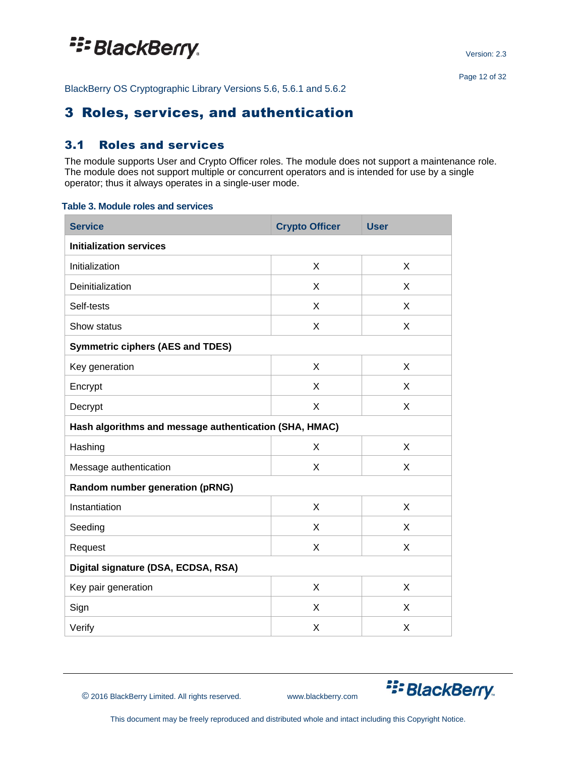# 3 Roles, services, and authentication

## 3.1 Roles and services

The module supports User and Crypto Officer roles. The module does not support a maintenance role. The module does not support multiple or concurrent operators and is intended for use by a single operator; thus it always operates in a single-user mode.

**Table 3. Module roles and services**

| Service | Crypto Officer | User |
|---|---|---|
| **Initialization services** | | |
| Initialization | X | X |
| Deinitialization | X | X |
| Self-tests | X | X |
| Show status | X | X |
| **Symmetric ciphers (AES and TDES)** | | |
| Key generation | X | X |
| Encrypt | X | X |
| Decrypt | X | X |
| **Hash algorithms and message authentication (SHA, HMAC)** | | |
| Hashing | X | X |
| Message authentication | X | X |
| **Random number generation (pRNG)** | | |
| Instantiation | X | X |
| Seeding | X | X |
| Request | X | X |
| **Digital signature (DSA, ECDSA, RSA)** | | |
| Key pair generation | X | X |
| Sign | X | X |
| Verify | X | X |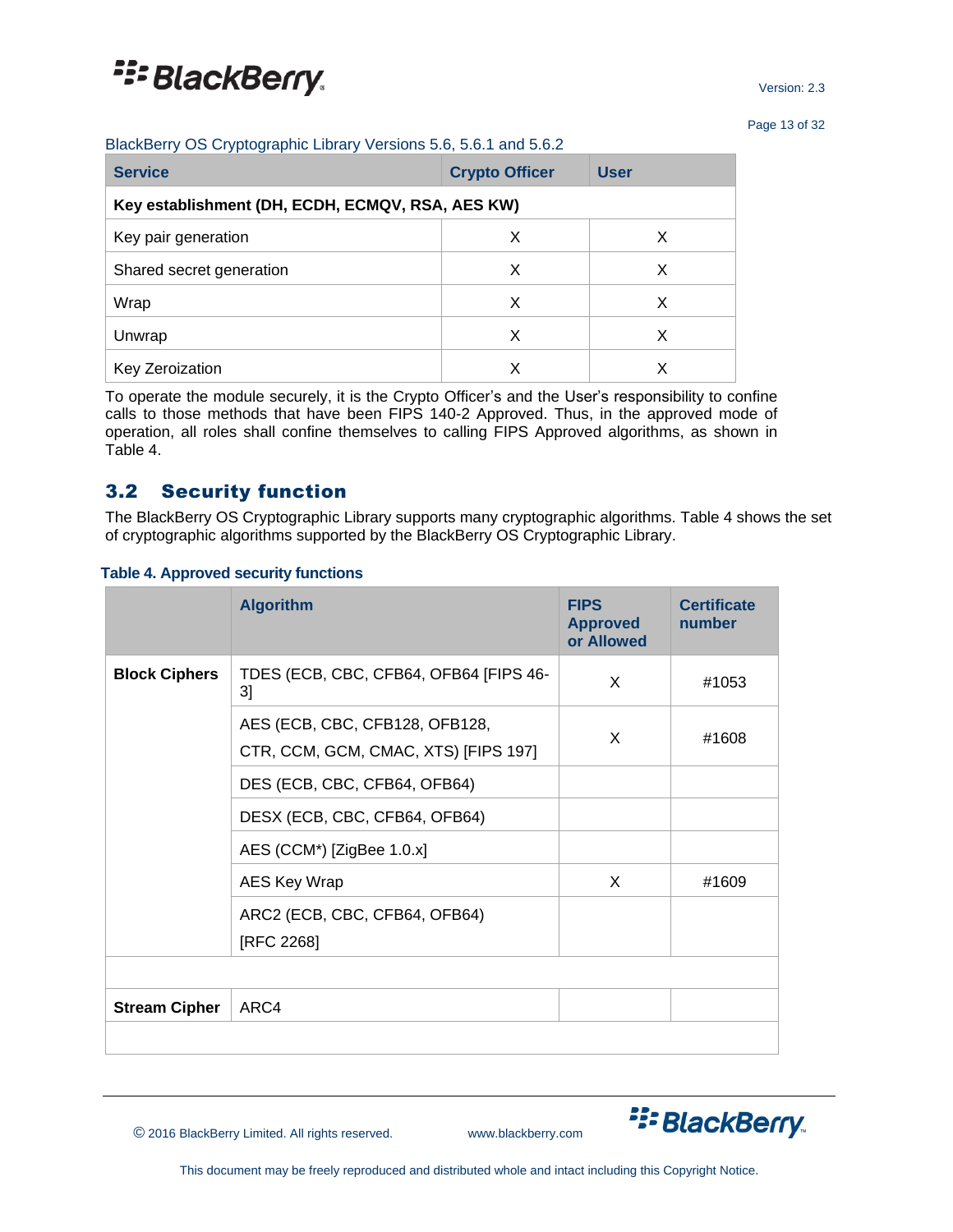| Service | Crypto Officer | User |
|---|---|---|
| **Key establishment (DH, ECDH, ECMQV, RSA, AES KW)** | | |
| Key pair generation | X | X |
| Shared secret generation | X | X |
| Wrap | X | X |
| Unwrap | X | X |
| Key Zeroization | X | X |

To operate the module securely, it is the Crypto Officer's and the User's responsibility to confine calls to those methods that have been FIPS 140-2 Approved. Thus, in the approved mode of operation, all roles shall confine themselves to calling FIPS Approved algorithms, as shown in Table 4.

## 3.2 Security function

The BlackBerry OS Cryptographic Library supports many cryptographic algorithms. Table 4 shows the set of cryptographic algorithms supported by the BlackBerry OS Cryptographic Library.

**Table 4. Approved security functions**

| | Algorithm | FIPS Approved or Allowed | Certificate number |
|---|---|---|---|
| **Block Ciphers** | TDES (ECB, CBC, CFB64, OFB64 [FIPS 46-3] | X | #1053 |
| | AES (ECB, CBC, CFB128, OFB128, CTR, CCM, GCM, CMAC, XTS) [FIPS 197] | X | #1608 |
| | DES (ECB, CBC, CFB64, OFB64) | | |
| | DESX (ECB, CBC, CFB64, OFB64) | | |
| | AES (CCM*) [ZigBee 1.0.x] | | |
| | AES Key Wrap | X | #1609 |
| | ARC2 (ECB, CBC, CFB64, OFB64) [RFC 2268] | | |
| | | | |
| **Stream Cipher** | ARC4 | | |
| | | | |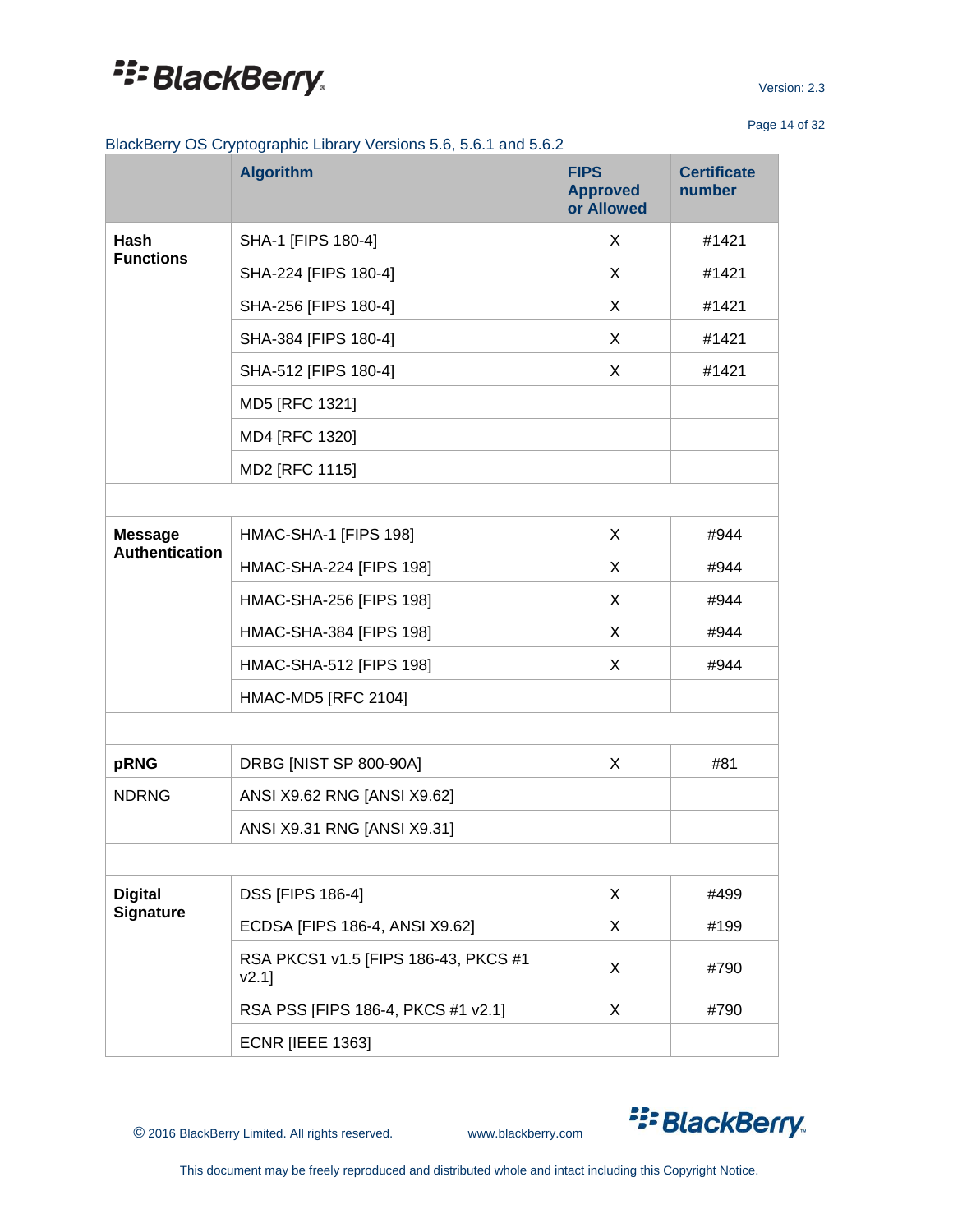BlackBerry OS Cryptographic Library Versions 5.6, 5.6.1 and 5.6.2

| | Algorithm | FIPS Approved or Allowed | Certificate number |
|---|---|---|---|
| **Hash Functions** | SHA-1 [FIPS 180-4] | X | #1421 |
| | SHA-224 [FIPS 180-4] | X | #1421 |
| | SHA-256 [FIPS 180-4] | X | #1421 |
| | SHA-384 [FIPS 180-4] | X | #1421 |
| | SHA-512 [FIPS 180-4] | X | #1421 |
| | MD5 [RFC 1321] | | |
| | MD4 [RFC 1320] | | |
| | MD2 [RFC 1115] | | |
| | | | |
| **Message Authentication** | HMAC-SHA-1 [FIPS 198] | X | #944 |
| | HMAC-SHA-224 [FIPS 198] | X | #944 |
| | HMAC-SHA-256 [FIPS 198] | X | #944 |
| | HMAC-SHA-384 [FIPS 198] | X | #944 |
| | HMAC-SHA-512 [FIPS 198] | X | #944 |
| | HMAC-MD5 [RFC 2104] | | |
| | | | |
| **pRNG** | DRBG [NIST SP 800-90A] | X | #81 |
| NDRNG | ANSI X9.62 RNG [ANSI X9.62] | | |
| | ANSI X9.31 RNG [ANSI X9.31] | | |
| | | | |
| **Digital Signature** | DSS [FIPS 186-4] | X | #499 |
| | ECDSA [FIPS 186-4, ANSI X9.62] | X | #199 |
| | RSA PKCS1 v1.5 [FIPS 186-43, PKCS #1 v2.1] | X | #790 |
| | RSA PSS [FIPS 186-4, PKCS #1 v2.1] | X | #790 |
| | ECNR [IEEE 1363] | | |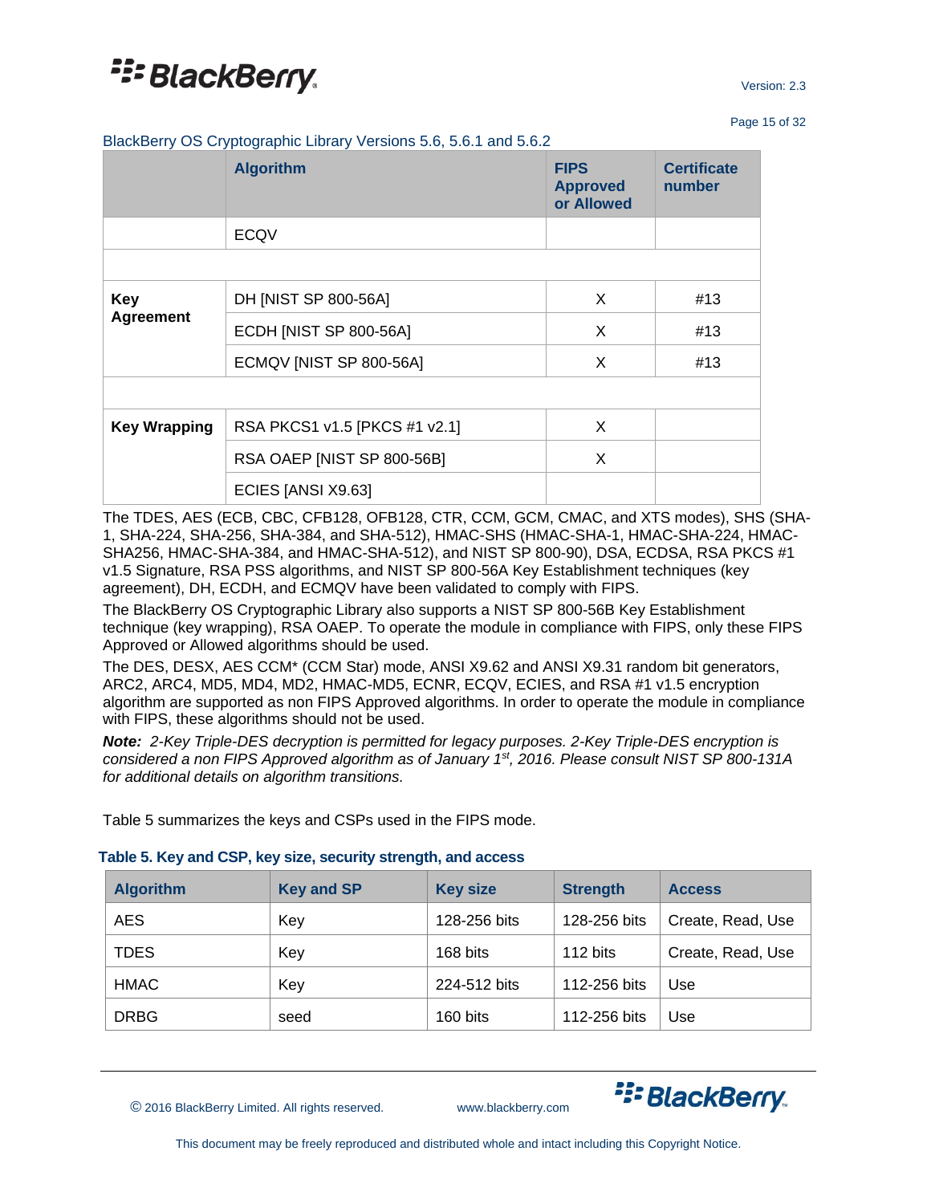BlackBerry OS Cryptographic Library Versions 5.6, 5.6.1 and 5.6.2

| | Algorithm | FIPS Approved or Allowed | Certificate number |
|---|---|---|---|
| | ECQV | | |
| | | | |
| **Key Agreement** | DH [NIST SP 800-56A] | X | #13 |
| | ECDH [NIST SP 800-56A] | X | #13 |
| | ECMQV [NIST SP 800-56A] | X | #13 |
| | | | |
| **Key Wrapping** | RSA PKCS1 v1.5 [PKCS #1 v2.1] | X | |
| | RSA OAEP [NIST SP 800-56B] | X | |
| | ECIES [ANSI X9.63] | | |

The TDES, AES (ECB, CBC, CFB128, OFB128, CTR, CCM, GCM, CMAC, and XTS modes), SHS (SHA-1, SHA-224, SHA-256, SHA-384, and SHA-512), HMAC-SHS (HMAC-SHA-1, HMAC-SHA-224, HMAC-SHA256, HMAC-SHA-384, and HMAC-SHA-512), and NIST SP 800-90), DSA, ECDSA, RSA PKCS #1 v1.5 Signature, RSA PSS algorithms, and NIST SP 800-56A Key Establishment techniques (key agreement), DH, ECDH, and ECMQV have been validated to comply with FIPS.

The BlackBerry OS Cryptographic Library also supports a NIST SP 800-56B Key Establishment technique (key wrapping), RSA OAEP. To operate the module in compliance with FIPS, only these FIPS Approved or Allowed algorithms should be used.

The DES, DESX, AES CCM* (CCM Star) mode, ANSI X9.62 and ANSI X9.31 random bit generators, ARC2, ARC4, MD5, MD4, MD2, HMAC-MD5, ECNR, ECQV, ECIES, and RSA #1 v1.5 encryption algorithm are supported as non FIPS Approved algorithms. In order to operate the module in compliance with FIPS, these algorithms should not be used.

***Note:*** *2-Key Triple-DES decryption is permitted for legacy purposes. 2-Key Triple-DES encryption is considered a non FIPS Approved algorithm as of January 1st, 2016. Please consult NIST SP 800-131A for additional details on algorithm transitions.*

Table 5 summarizes the keys and CSPs used in the FIPS mode.

**Table 5. Key and CSP, key size, security strength, and access**

| Algorithm | Key and SP | Key size | Strength | Access |
|---|---|---|---|---|
| AES | Key | 128-256 bits | 128-256 bits | Create, Read, Use |
| TDES | Key | 168 bits | 112 bits | Create, Read, Use |
| HMAC | Key | 224-512 bits | 112-256 bits | Use |
| DRBG | seed | 160 bits | 112-256 bits | Use |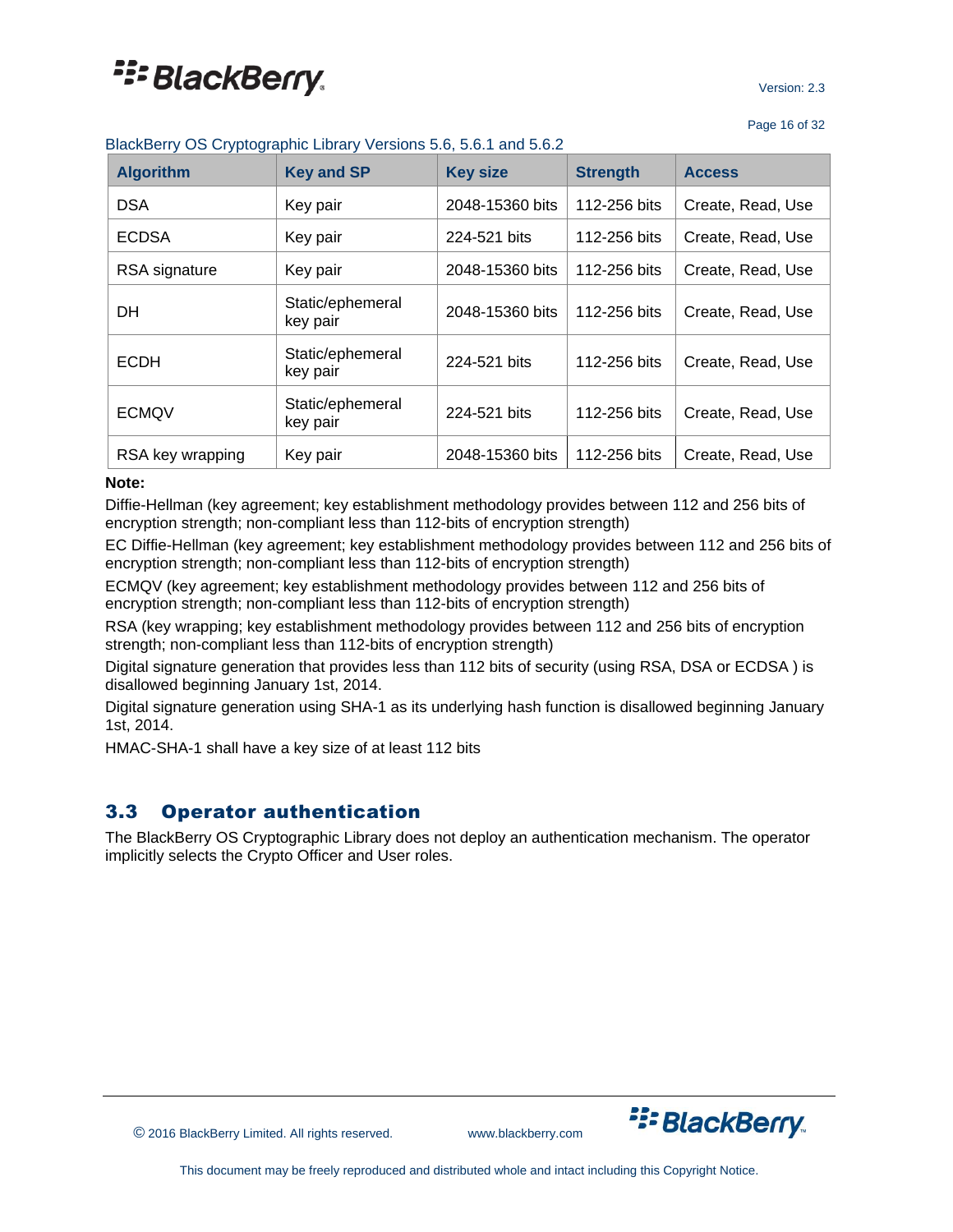BlackBerry OS Cryptographic Library Versions 5.6, 5.6.1 and 5.6.2

| Algorithm | Key and SP | Key size | Strength | Access |
|---|---|---|---|---|
| DSA | Key pair | 2048-15360 bits | 112-256 bits | Create, Read, Use |
| ECDSA | Key pair | 224-521 bits | 112-256 bits | Create, Read, Use |
| RSA signature | Key pair | 2048-15360 bits | 112-256 bits | Create, Read, Use |
| DH | Static/ephemeral key pair | 2048-15360 bits | 112-256 bits | Create, Read, Use |
| ECDH | Static/ephemeral key pair | 224-521 bits | 112-256 bits | Create, Read, Use |
| ECMQV | Static/ephemeral key pair | 224-521 bits | 112-256 bits | Create, Read, Use |
| RSA key wrapping | Key pair | 2048-15360 bits | 112-256 bits | Create, Read, Use |

**Note:**

Diffie-Hellman (key agreement; key establishment methodology provides between 112 and 256 bits of encryption strength; non-compliant less than 112-bits of encryption strength)

EC Diffie-Hellman (key agreement; key establishment methodology provides between 112 and 256 bits of encryption strength; non-compliant less than 112-bits of encryption strength)

ECMQV (key agreement; key establishment methodology provides between 112 and 256 bits of encryption strength; non-compliant less than 112-bits of encryption strength)

RSA (key wrapping; key establishment methodology provides between 112 and 256 bits of encryption strength; non-compliant less than 112-bits of encryption strength)

Digital signature generation that provides less than 112 bits of security (using RSA, DSA or ECDSA ) is disallowed beginning January 1st, 2014.

Digital signature generation using SHA-1 as its underlying hash function is disallowed beginning January 1st, 2014.

HMAC-SHA-1 shall have a key size of at least 112 bits

## 3.3 Operator authentication

The BlackBerry OS Cryptographic Library does not deploy an authentication mechanism. The operator implicitly selects the Crypto Officer and User roles.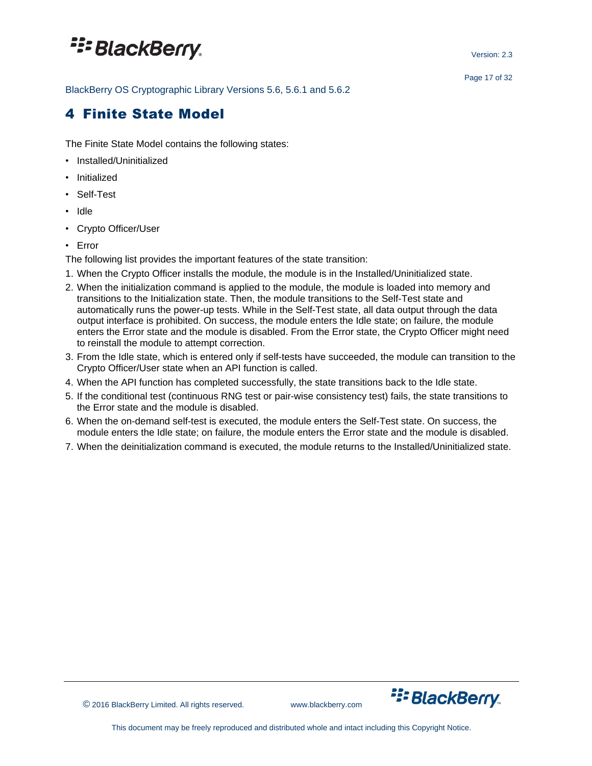# 4 Finite State Model

The Finite State Model contains the following states:

- Installed/Uninitialized
- Initialized
- Self-Test
- Idle
- Crypto Officer/User
- Error

The following list provides the important features of the state transition:

1. When the Crypto Officer installs the module, the module is in the Installed/Uninitialized state.
2. When the initialization command is applied to the module, the module is loaded into memory and transitions to the Initialization state. Then, the module transitions to the Self-Test state and automatically runs the power-up tests. While in the Self-Test state, all data output through the data output interface is prohibited. On success, the module enters the Idle state; on failure, the module enters the Error state and the module is disabled. From the Error state, the Crypto Officer might need to reinstall the module to attempt correction.
3. From the Idle state, which is entered only if self-tests have succeeded, the module can transition to the Crypto Officer/User state when an API function is called.
4. When the API function has completed successfully, the state transitions back to the Idle state.
5. If the conditional test (continuous RNG test or pair-wise consistency test) fails, the state transitions to the Error state and the module is disabled.
6. When the on-demand self-test is executed, the module enters the Self-Test state. On success, the module enters the Idle state; on failure, the module enters the Error state and the module is disabled.
7. When the deinitialization command is executed, the module returns to the Installed/Uninitialized state.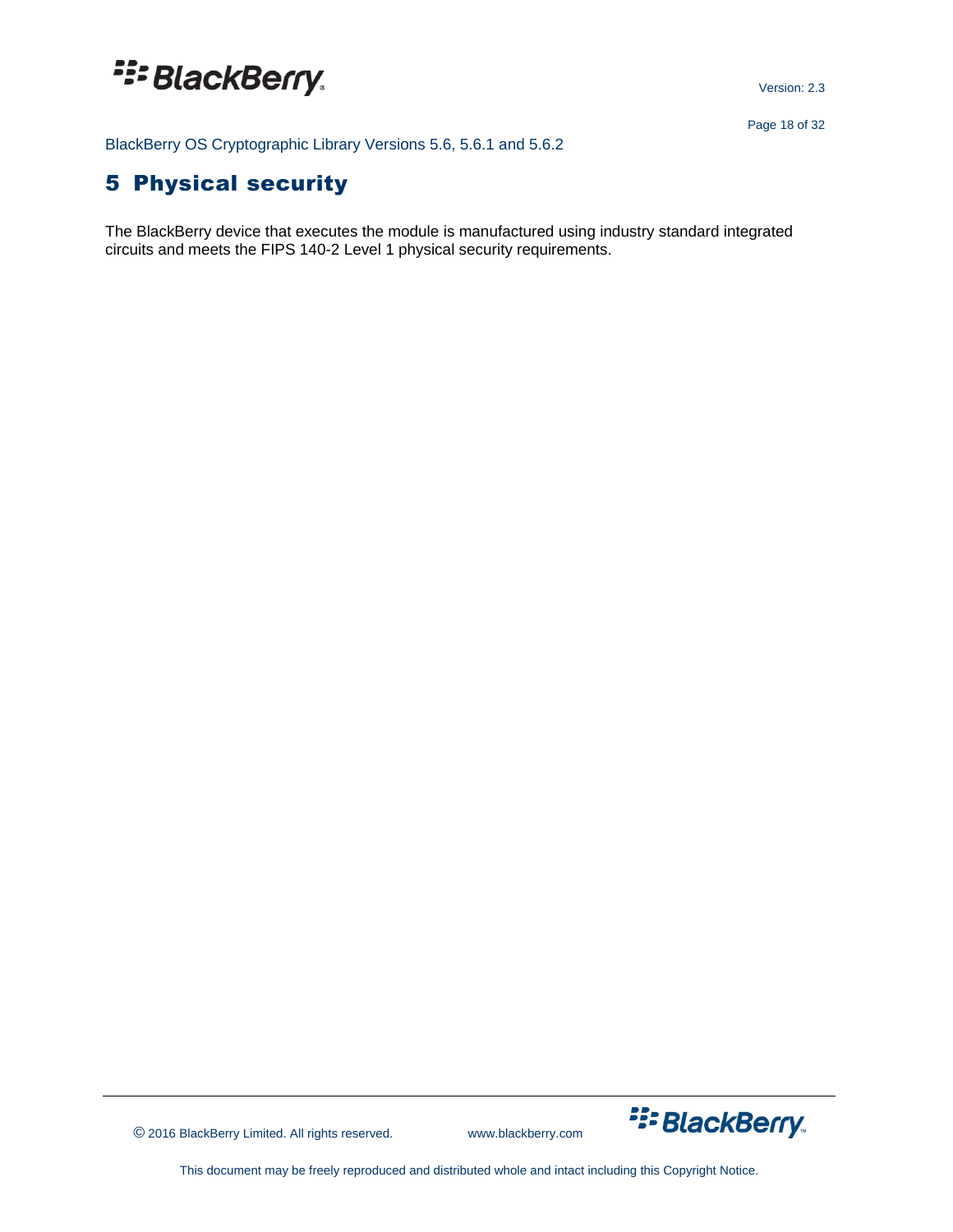# 5 Physical security

The BlackBerry device that executes the module is manufactured using industry standard integrated circuits and meets the FIPS 140-2 Level 1 physical security requirements.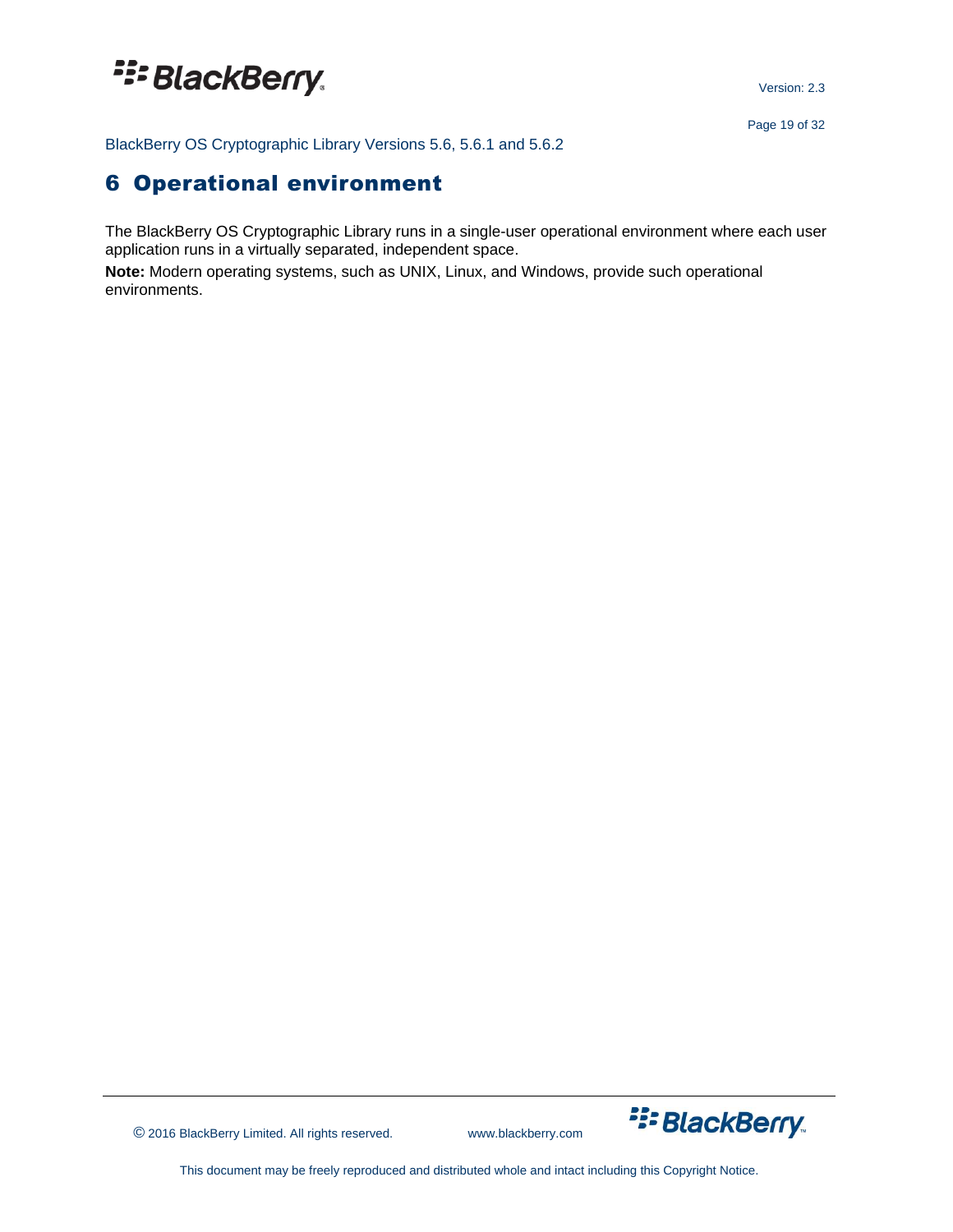# 6 Operational environment

The BlackBerry OS Cryptographic Library runs in a single-user operational environment where each user application runs in a virtually separated, independent space.

**Note:** Modern operating systems, such as UNIX, Linux, and Windows, provide such operational environments.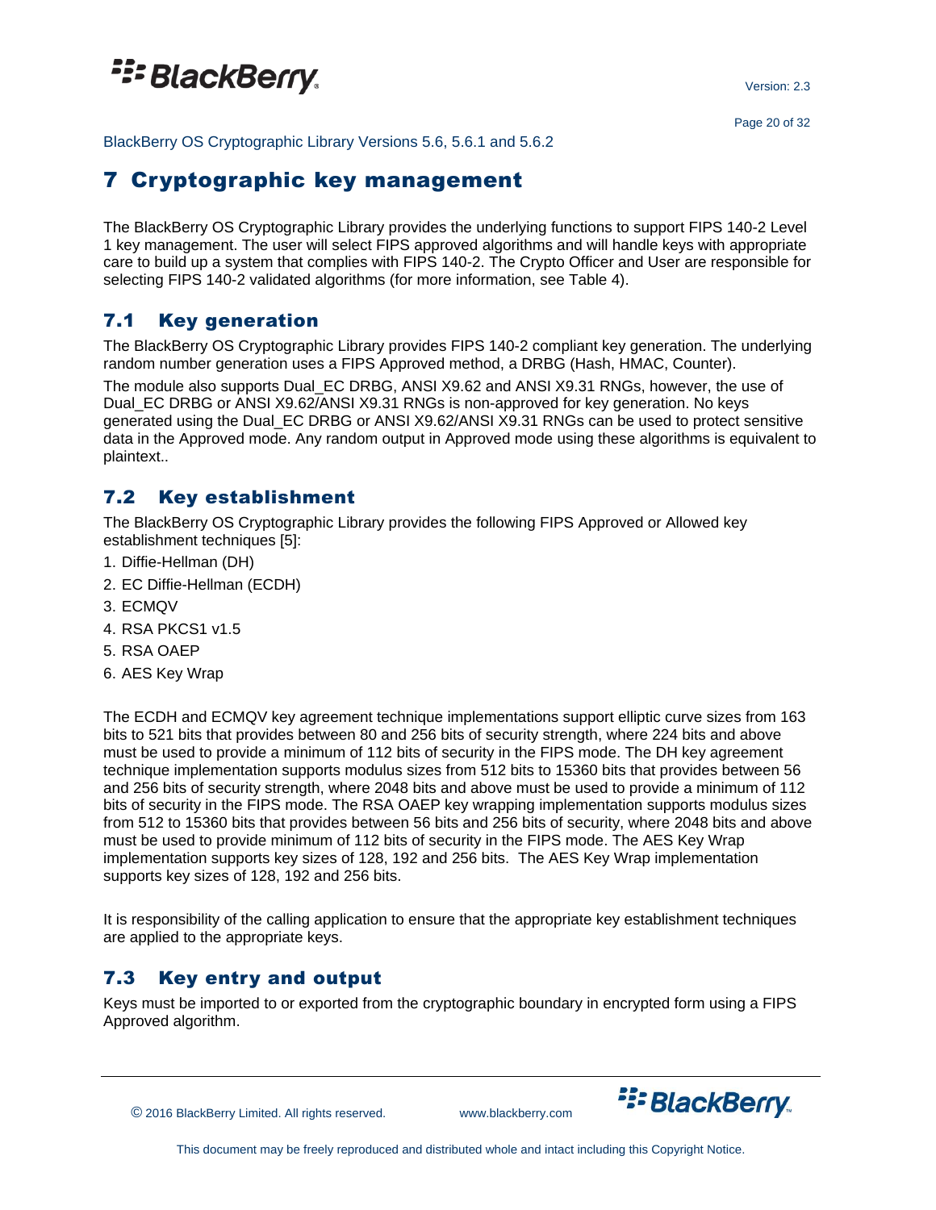# 7 Cryptographic key management

The BlackBerry OS Cryptographic Library provides the underlying functions to support FIPS 140-2 Level 1 key management. The user will select FIPS approved algorithms and will handle keys with appropriate care to build up a system that complies with FIPS 140-2. The Crypto Officer and User are responsible for selecting FIPS 140-2 validated algorithms (for more information, see Table 4).

## 7.1 Key generation

The BlackBerry OS Cryptographic Library provides FIPS 140-2 compliant key generation. The underlying random number generation uses a FIPS Approved method, a DRBG (Hash, HMAC, Counter).

The module also supports Dual_EC DRBG, ANSI X9.62 and ANSI X9.31 RNGs, however, the use of Dual_EC DRBG or ANSI X9.62/ANSI X9.31 RNGs is non-approved for key generation. No keys generated using the Dual_EC DRBG or ANSI X9.62/ANSI X9.31 RNGs can be used to protect sensitive data in the Approved mode. Any random output in Approved mode using these algorithms is equivalent to plaintext..

## 7.2 Key establishment

The BlackBerry OS Cryptographic Library provides the following FIPS Approved or Allowed key establishment techniques [5]:

1. Diffie-Hellman (DH)
2. EC Diffie-Hellman (ECDH)
3. ECMQV
4. RSA PKCS1 v1.5
5. RSA OAEP
6. AES Key Wrap

The ECDH and ECMQV key agreement technique implementations support elliptic curve sizes from 163 bits to 521 bits that provides between 80 and 256 bits of security strength, where 224 bits and above must be used to provide a minimum of 112 bits of security in the FIPS mode. The DH key agreement technique implementation supports modulus sizes from 512 bits to 15360 bits that provides between 56 and 256 bits of security strength, where 2048 bits and above must be used to provide a minimum of 112 bits of security in the FIPS mode. The RSA OAEP key wrapping implementation supports modulus sizes from 512 to 15360 bits that provides between 56 bits and 256 bits of security, where 2048 bits and above must be used to provide minimum of 112 bits of security in the FIPS mode. The AES Key Wrap implementation supports key sizes of 128, 192 and 256 bits. The AES Key Wrap implementation supports key sizes of 128, 192 and 256 bits.

It is responsibility of the calling application to ensure that the appropriate key establishment techniques are applied to the appropriate keys.

## 7.3 Key entry and output

Keys must be imported to or exported from the cryptographic boundary in encrypted form using a FIPS Approved algorithm.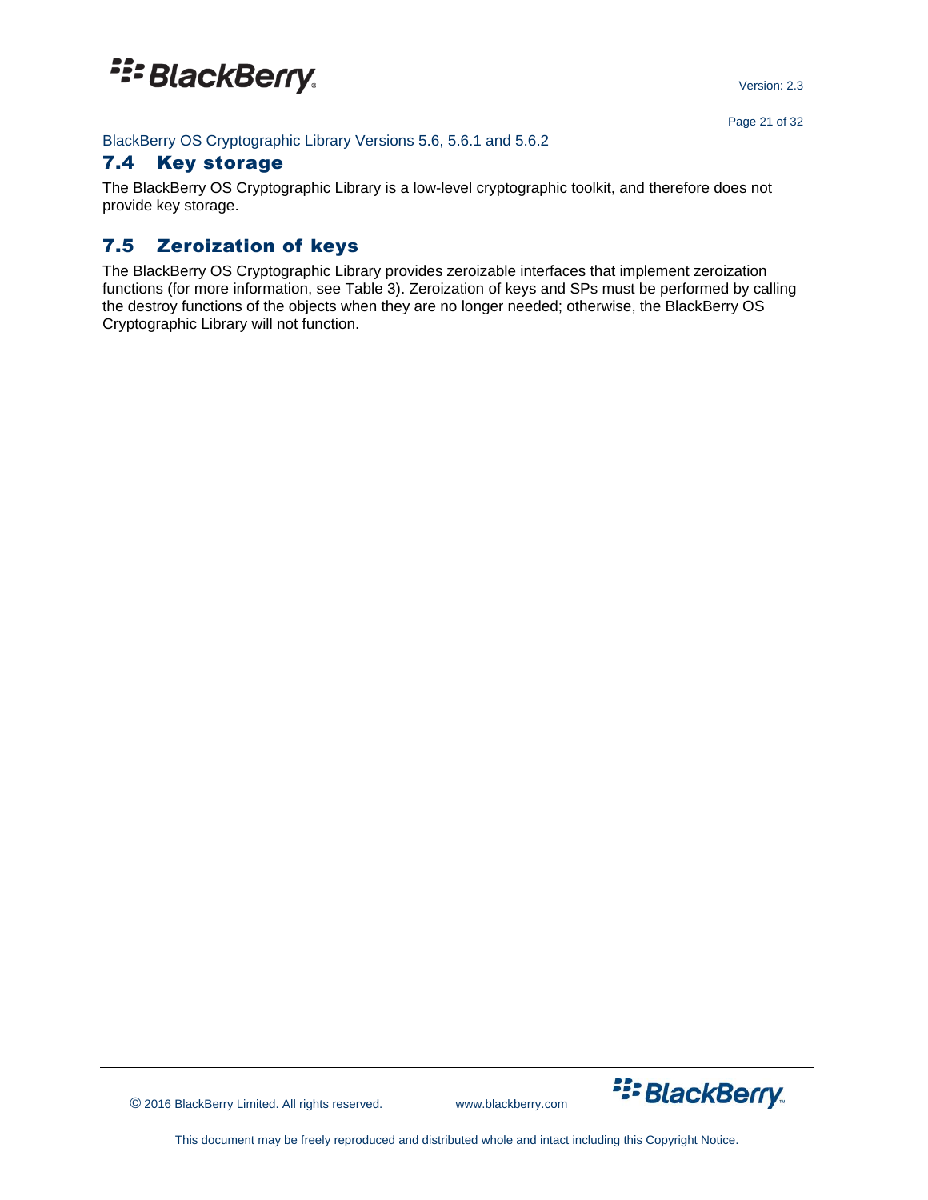## 7.4 Key storage

The BlackBerry OS Cryptographic Library is a low-level cryptographic toolkit, and therefore does not provide key storage.

## 7.5 Zeroization of keys

The BlackBerry OS Cryptographic Library provides zeroizable interfaces that implement zeroization functions (for more information, see Table 3). Zeroization of keys and SPs must be performed by calling the destroy functions of the objects when they are no longer needed; otherwise, the BlackBerry OS Cryptographic Library will not function.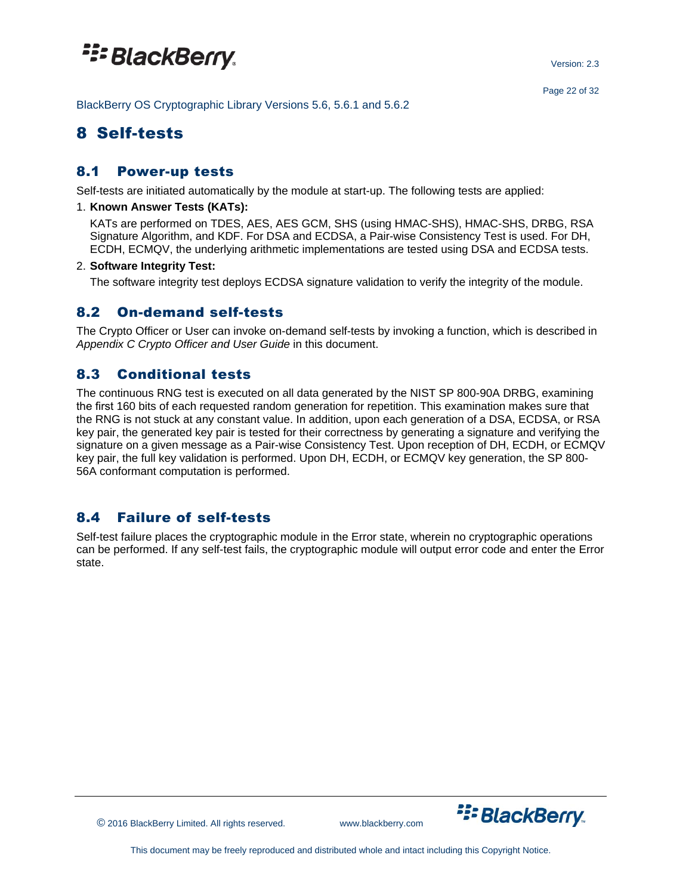# 8 Self-tests

## 8.1 Power-up tests

Self-tests are initiated automatically by the module at start-up. The following tests are applied:

1. **Known Answer Tests (KATs):**

   KATs are performed on TDES, AES, AES GCM, SHS (using HMAC-SHS), HMAC-SHS, DRBG, RSA Signature Algorithm, and KDF. For DSA and ECDSA, a Pair-wise Consistency Test is used. For DH, ECDH, ECMQV, the underlying arithmetic implementations are tested using DSA and ECDSA tests.

2. **Software Integrity Test:**

   The software integrity test deploys ECDSA signature validation to verify the integrity of the module.

## 8.2 On-demand self-tests

The Crypto Officer or User can invoke on-demand self-tests by invoking a function, which is described in *Appendix C Crypto Officer and User Guide* in this document.

## 8.3 Conditional tests

The continuous RNG test is executed on all data generated by the NIST SP 800-90A DRBG, examining the first 160 bits of each requested random generation for repetition. This examination makes sure that the RNG is not stuck at any constant value. In addition, upon each generation of a DSA, ECDSA, or RSA key pair, the generated key pair is tested for their correctness by generating a signature and verifying the signature on a given message as a Pair-wise Consistency Test. Upon reception of DH, ECDH, or ECMQV key pair, the full key validation is performed. Upon DH, ECDH, or ECMQV key generation, the SP 800-56A conformant computation is performed.

## 8.4 Failure of self-tests

Self-test failure places the cryptographic module in the Error state, wherein no cryptographic operations can be performed. If any self-test fails, the cryptographic module will output error code and enter the Error state.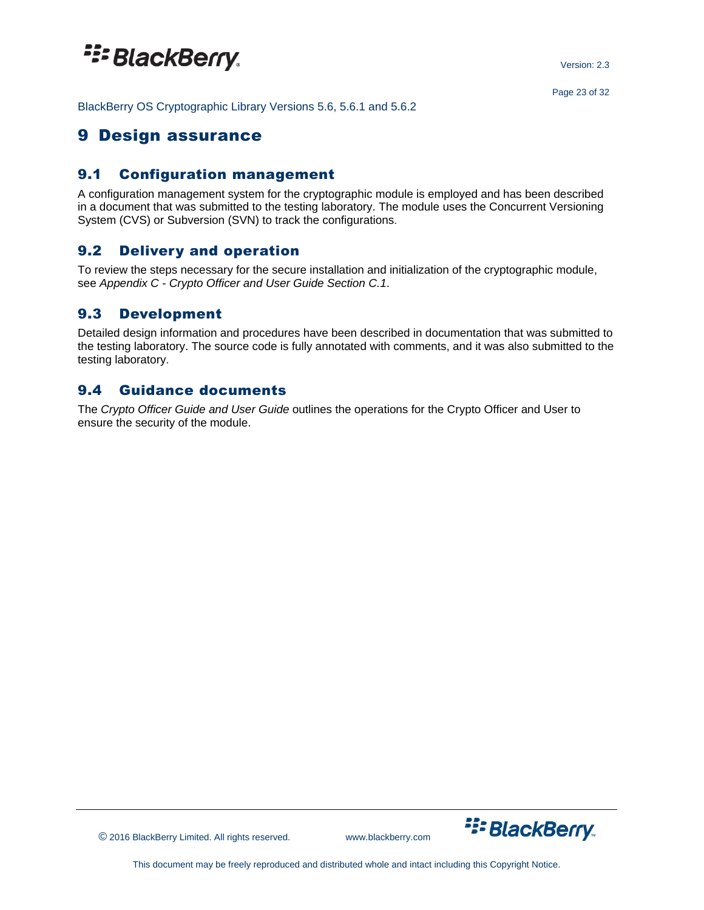# 9 Design assurance

## 9.1 Configuration management

A configuration management system for the cryptographic module is employed and has been described in a document that was submitted to the testing laboratory. The module uses the Concurrent Versioning System (CVS) or Subversion (SVN) to track the configurations.

## 9.2 Delivery and operation

To review the steps necessary for the secure installation and initialization of the cryptographic module, see *Appendix C - Crypto Officer and User Guide Section C.1*.

## 9.3 Development

Detailed design information and procedures have been described in documentation that was submitted to the testing laboratory. The source code is fully annotated with comments, and it was also submitted to the testing laboratory.

## 9.4 Guidance documents

The *Crypto Officer Guide and User Guide* outlines the operations for the Crypto Officer and User to ensure the security of the module.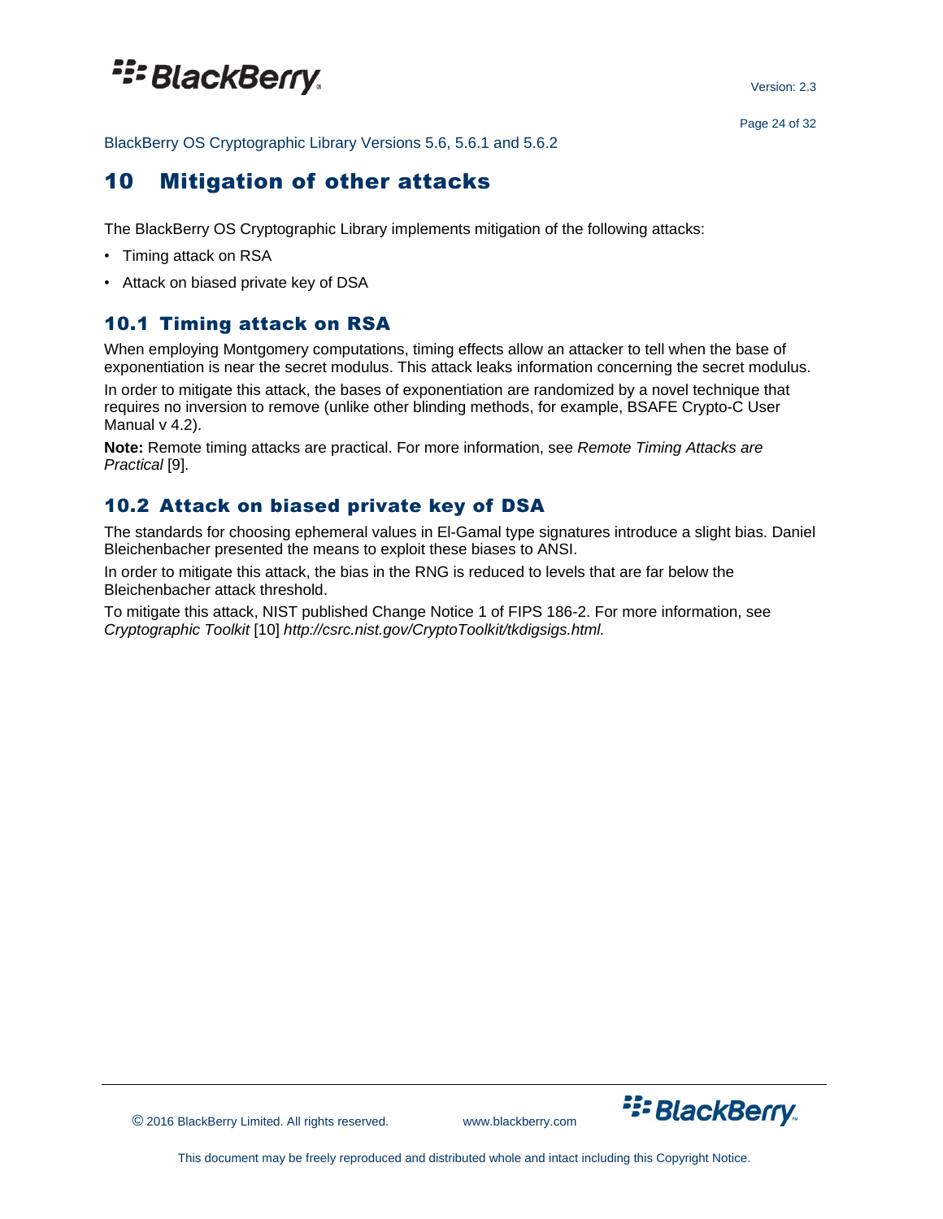# 10 Mitigation of other attacks

The BlackBerry OS Cryptographic Library implements mitigation of the following attacks:

- Timing attack on RSA
- Attack on biased private key of DSA

## 10.1 Timing attack on RSA

When employing Montgomery computations, timing effects allow an attacker to tell when the base of exponentiation is near the secret modulus. This attack leaks information concerning the secret modulus.

In order to mitigate this attack, the bases of exponentiation are randomized by a novel technique that requires no inversion to remove (unlike other blinding methods, for example, BSAFE Crypto-C User Manual v 4.2).

**Note:** Remote timing attacks are practical. For more information, see *Remote Timing Attacks are Practical* [9].

## 10.2 Attack on biased private key of DSA

The standards for choosing ephemeral values in El-Gamal type signatures introduce a slight bias. Daniel Bleichenbacher presented the means to exploit these biases to ANSI.

In order to mitigate this attack, the bias in the RNG is reduced to levels that are far below the Bleichenbacher attack threshold.

To mitigate this attack, NIST published Change Notice 1 of FIPS 186-2. For more information, see *Cryptographic Toolkit* [10] *http://csrc.nist.gov/CryptoToolkit/tkdigsigs.html.*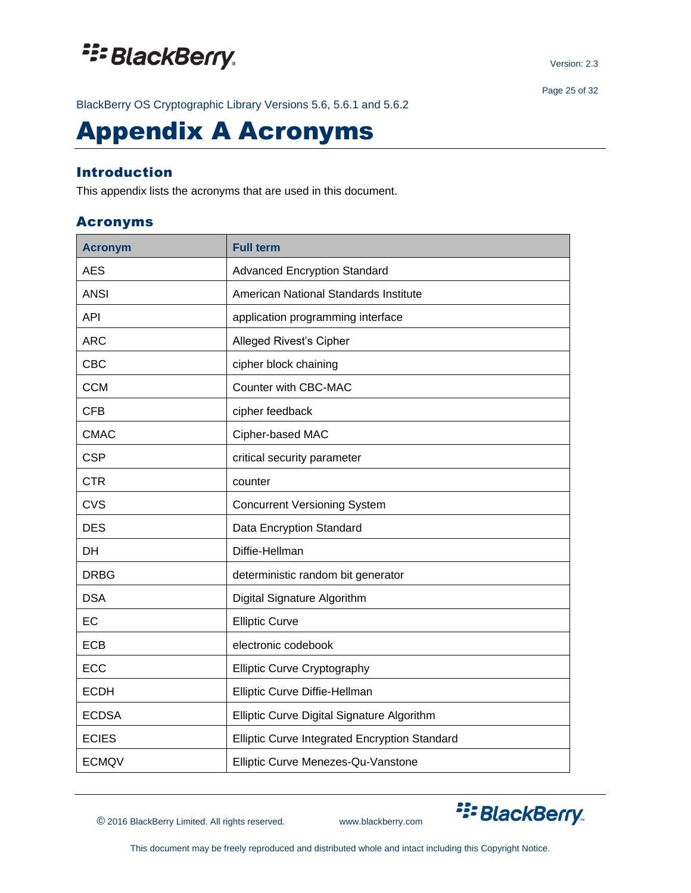# Appendix A Acronyms

## Introduction

This appendix lists the acronyms that are used in this document.

## Acronyms

| Acronym | Full term |
|---|---|
| AES | Advanced Encryption Standard |
| ANSI | American National Standards Institute |
| API | application programming interface |
| ARC | Alleged Rivest's Cipher |
| CBC | cipher block chaining |
| CCM | Counter with CBC-MAC |
| CFB | cipher feedback |
| CMAC | Cipher-based MAC |
| CSP | critical security parameter |
| CTR | counter |
| CVS | Concurrent Versioning System |
| DES | Data Encryption Standard |
| DH | Diffie-Hellman |
| DRBG | deterministic random bit generator |
| DSA | Digital Signature Algorithm |
| EC | Elliptic Curve |
| ECB | electronic codebook |
| ECC | Elliptic Curve Cryptography |
| ECDH | Elliptic Curve Diffie-Hellman |
| ECDSA | Elliptic Curve Digital Signature Algorithm |
| ECIES | Elliptic Curve Integrated Encryption Standard |
| ECMQV | Elliptic Curve Menezes-Qu-Vanstone |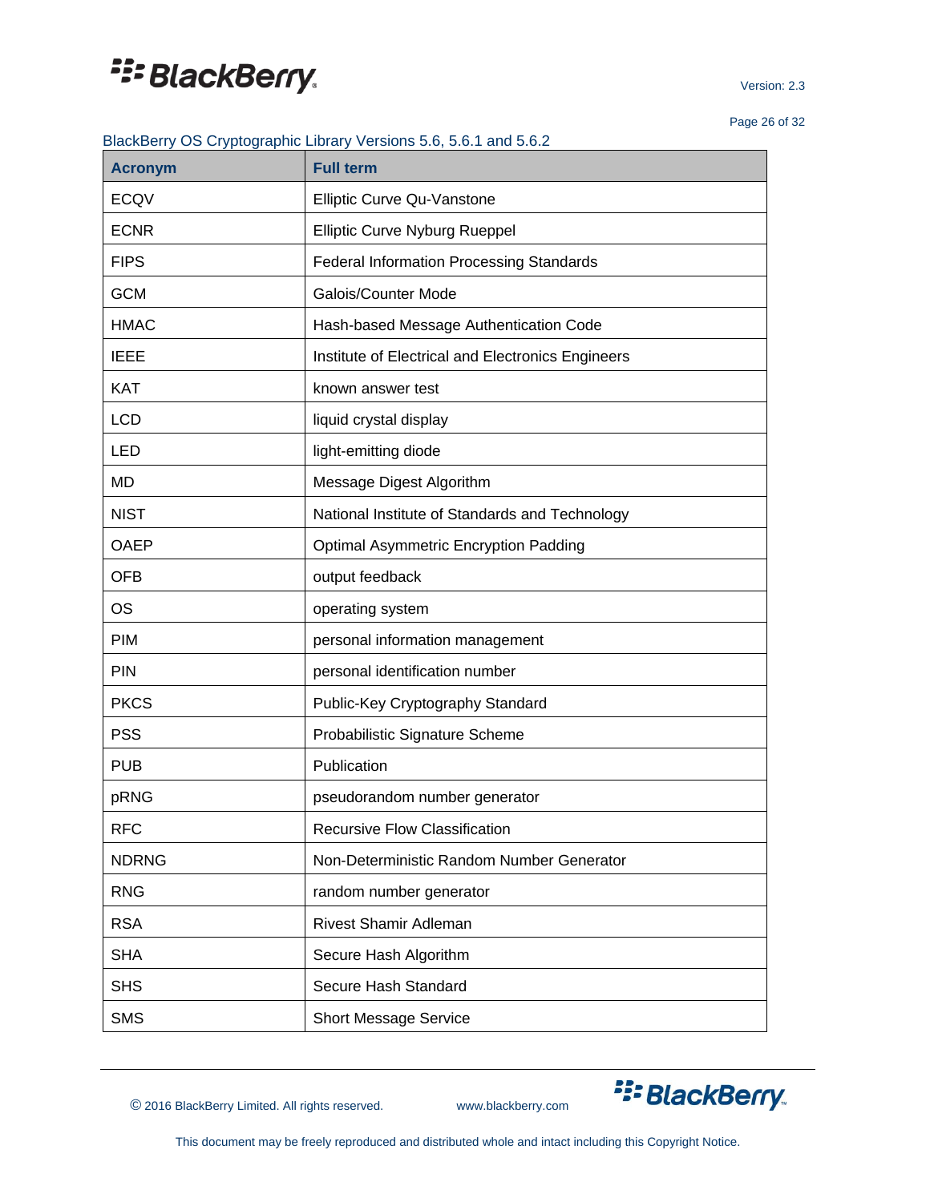| Acronym | Full term |
|---|---|
| ECQV | Elliptic Curve Qu-Vanstone |
| ECNR | Elliptic Curve Nyburg Rueppel |
| FIPS | Federal Information Processing Standards |
| GCM | Galois/Counter Mode |
| HMAC | Hash-based Message Authentication Code |
| IEEE | Institute of Electrical and Electronics Engineers |
| KAT | known answer test |
| LCD | liquid crystal display |
| LED | light-emitting diode |
| MD | Message Digest Algorithm |
| NIST | National Institute of Standards and Technology |
| OAEP | Optimal Asymmetric Encryption Padding |
| OFB | output feedback |
| OS | operating system |
| PIM | personal information management |
| PIN | personal identification number |
| PKCS | Public-Key Cryptography Standard |
| PSS | Probabilistic Signature Scheme |
| PUB | Publication |
| pRNG | pseudorandom number generator |
| RFC | Recursive Flow Classification |
| NDRNG | Non-Deterministic Random Number Generator |
| RNG | random number generator |
| RSA | Rivest Shamir Adleman |
| SHA | Secure Hash Algorithm |
| SHS | Secure Hash Standard |
| SMS | Short Message Service |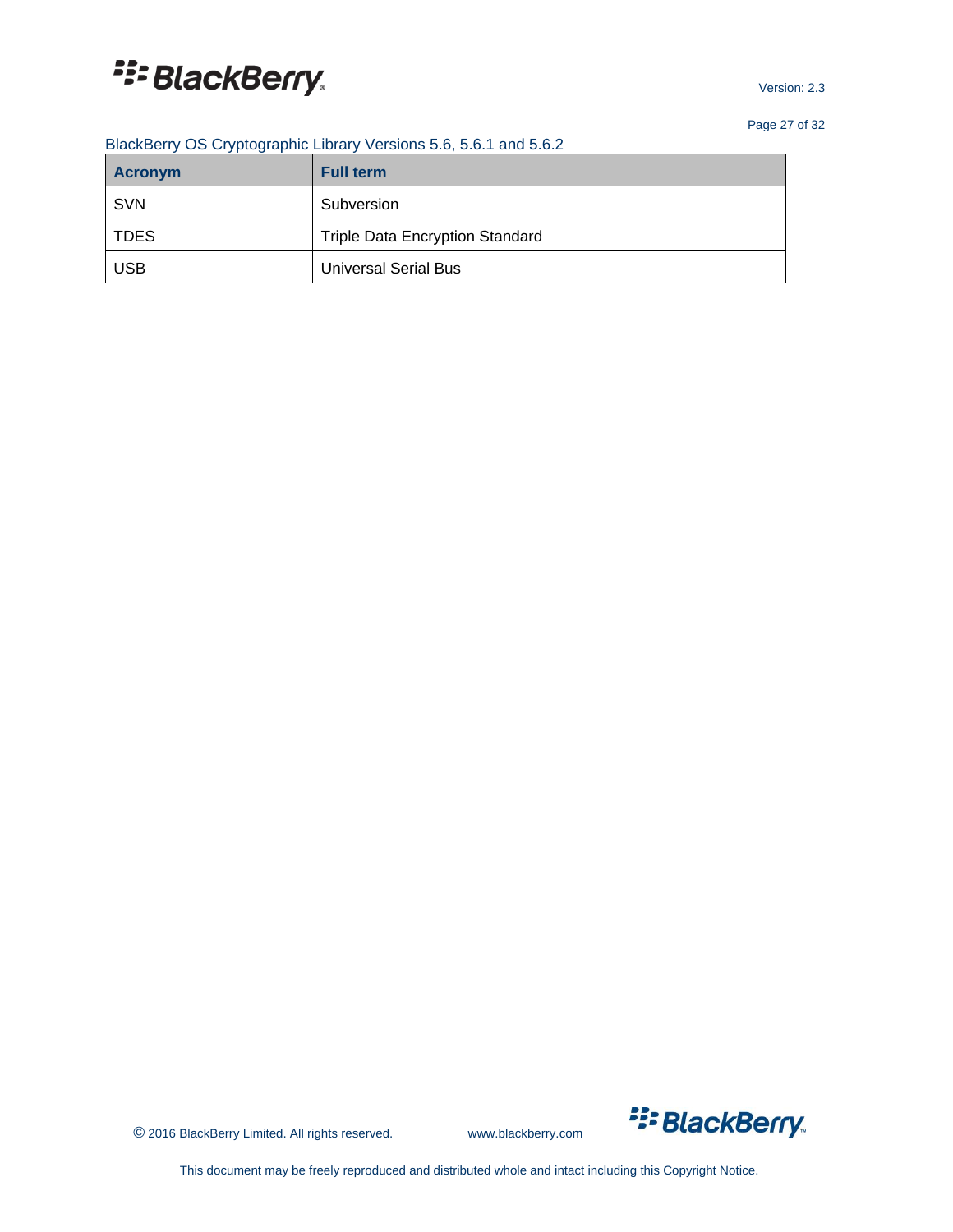| Acronym | Full term |
| --- | --- |
| SVN | Subversion |
| TDES | Triple Data Encryption Standard |
| USB | Universal Serial Bus |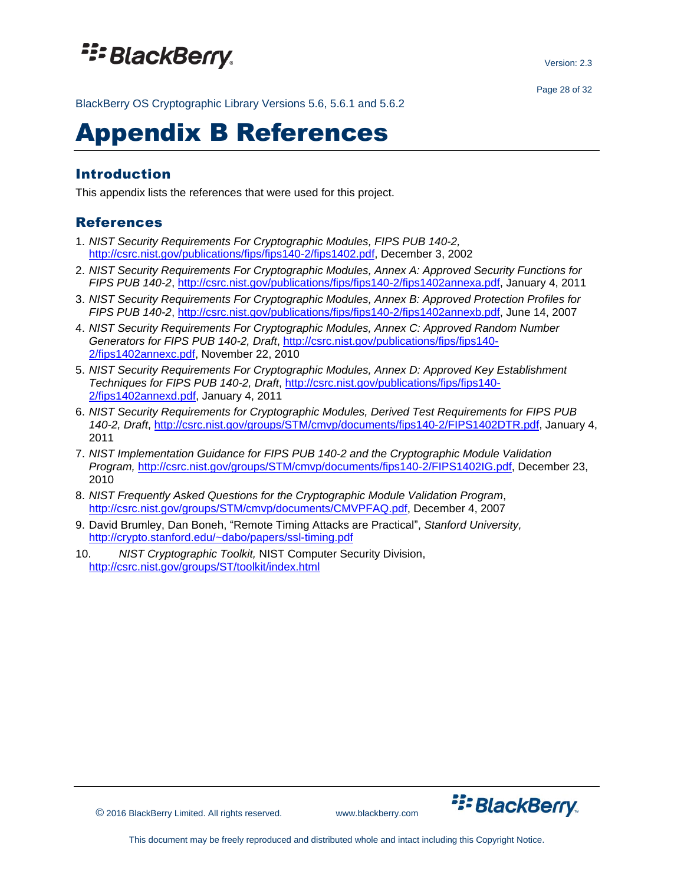# Appendix B References

## Introduction

This appendix lists the references that were used for this project.

## References

1. *NIST Security Requirements For Cryptographic Modules, FIPS PUB 140-2,* http://csrc.nist.gov/publications/fips/fips140-2/fips1402.pdf, December 3, 2002
2. *NIST Security Requirements For Cryptographic Modules, Annex A: Approved Security Functions for FIPS PUB 140-2*, http://csrc.nist.gov/publications/fips/fips140-2/fips1402annexa.pdf, January 4, 2011
3. *NIST Security Requirements For Cryptographic Modules, Annex B: Approved Protection Profiles for FIPS PUB 140-2*, http://csrc.nist.gov/publications/fips/fips140-2/fips1402annexb.pdf, June 14, 2007
4. *NIST Security Requirements For Cryptographic Modules, Annex C: Approved Random Number Generators for FIPS PUB 140-2, Draft*, http://csrc.nist.gov/publications/fips/fips140-2/fips1402annexc.pdf, November 22, 2010
5. *NIST Security Requirements For Cryptographic Modules, Annex D: Approved Key Establishment Techniques for FIPS PUB 140-2, Draft*, http://csrc.nist.gov/publications/fips/fips140-2/fips1402annexd.pdf, January 4, 2011
6. *NIST Security Requirements for Cryptographic Modules, Derived Test Requirements for FIPS PUB 140-2, Draft*, http://csrc.nist.gov/groups/STM/cmvp/documents/fips140-2/FIPS1402DTR.pdf, January 4, 2011
7. *NIST Implementation Guidance for FIPS PUB 140-2 and the Cryptographic Module Validation Program,* http://csrc.nist.gov/groups/STM/cmvp/documents/fips140-2/FIPS1402IG.pdf, December 23, 2010
8. *NIST Frequently Asked Questions for the Cryptographic Module Validation Program*, http://csrc.nist.gov/groups/STM/cmvp/documents/CMVPFAQ.pdf, December 4, 2007
9. David Brumley, Dan Boneh, "Remote Timing Attacks are Practical", *Stanford University,* http://crypto.stanford.edu/~dabo/papers/ssl-timing.pdf
10. *NIST Cryptographic Toolkit,* NIST Computer Security Division, http://csrc.nist.gov/groups/ST/toolkit/index.html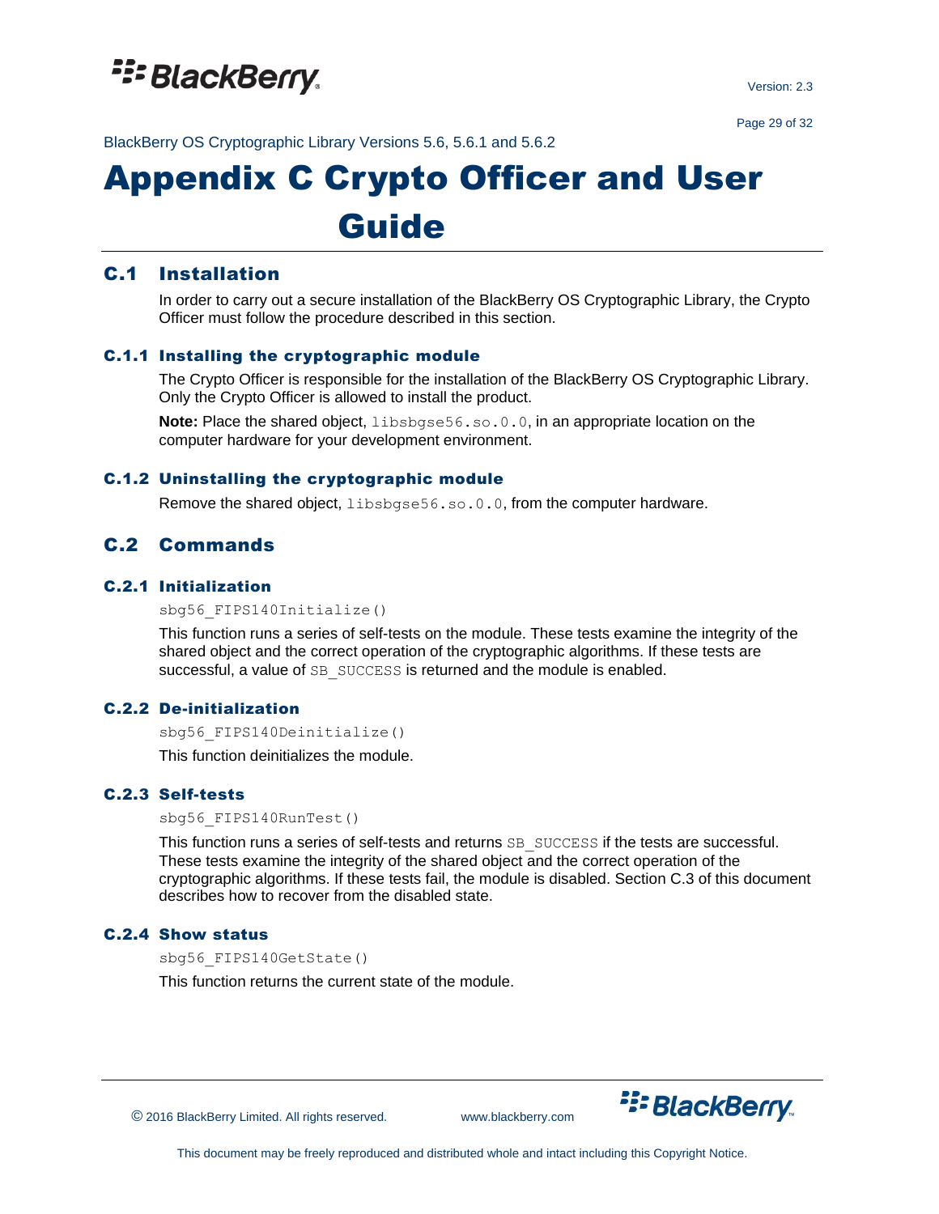# Appendix C Crypto Officer and User Guide

## C.1 Installation

In order to carry out a secure installation of the BlackBerry OS Cryptographic Library, the Crypto Officer must follow the procedure described in this section.

### C.1.1 Installing the cryptographic module

The Crypto Officer is responsible for the installation of the BlackBerry OS Cryptographic Library. Only the Crypto Officer is allowed to install the product.

**Note:** Place the shared object, `libsbgse56.so.0.0`, in an appropriate location on the computer hardware for your development environment.

### C.1.2 Uninstalling the cryptographic module

Remove the shared object, `libsbgse56.so.0.0`, from the computer hardware.

## C.2 Commands

### C.2.1 Initialization

```
sbg56_FIPS140Initialize()
```

This function runs a series of self-tests on the module. These tests examine the integrity of the shared object and the correct operation of the cryptographic algorithms. If these tests are successful, a value of `SB_SUCCESS` is returned and the module is enabled.

### C.2.2 De-initialization

```
sbg56_FIPS140Deinitialize()
```

This function deinitializes the module.

### C.2.3 Self-tests

```
sbg56_FIPS140RunTest()
```

This function runs a series of self-tests and returns `SB_SUCCESS` if the tests are successful. These tests examine the integrity of the shared object and the correct operation of the cryptographic algorithms. If these tests fail, the module is disabled. Section C.3 of this document describes how to recover from the disabled state.

### C.2.4 Show status

```
sbg56_FIPS140GetState()
```

This function returns the current state of the module.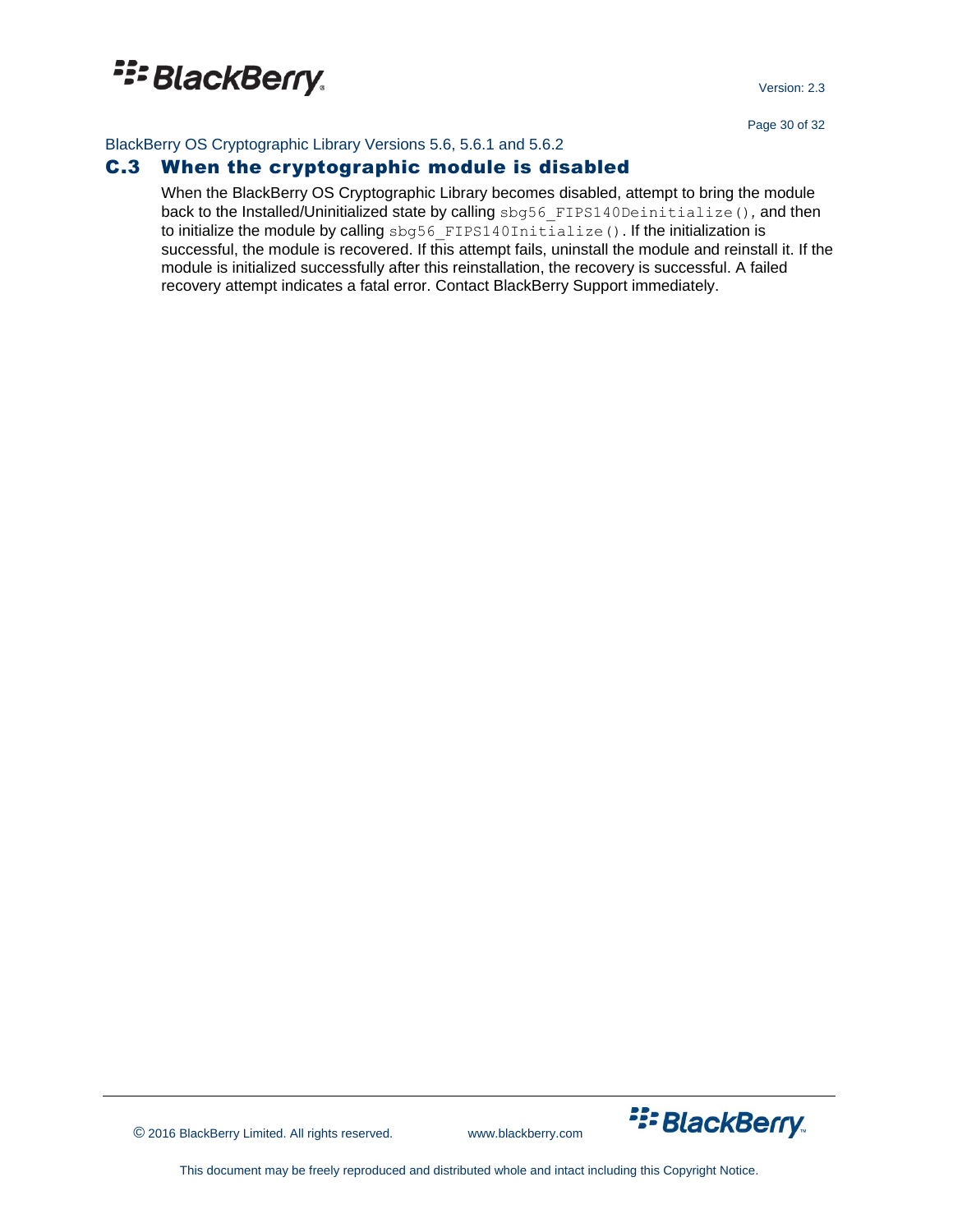## C.3 When the cryptographic module is disabled

When the BlackBerry OS Cryptographic Library becomes disabled, attempt to bring the module back to the Installed/Uninitialized state by calling `sbg56_FIPS140Deinitialize()`, and then to initialize the module by calling `sbg56_FIPS140Initialize()`. If the initialization is successful, the module is recovered. If this attempt fails, uninstall the module and reinstall it. If the module is initialized successfully after this reinstallation, the recovery is successful. A failed recovery attempt indicates a fatal error. Contact BlackBerry Support immediately.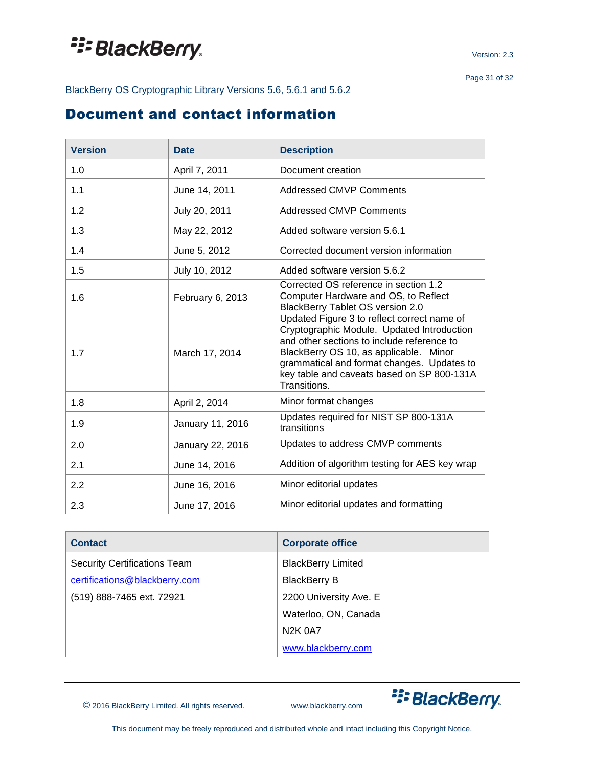# Document and contact information

| Version | Date | Description |
|---|---|---|
| 1.0 | April 7, 2011 | Document creation |
| 1.1 | June 14, 2011 | Addressed CMVP Comments |
| 1.2 | July 20, 2011 | Addressed CMVP Comments |
| 1.3 | May 22, 2012 | Added software version 5.6.1 |
| 1.4 | June 5, 2012 | Corrected document version information |
| 1.5 | July 10, 2012 | Added software version 5.6.2 |
| 1.6 | February 6, 2013 | Corrected OS reference in section 1.2 Computer Hardware and OS, to Reflect BlackBerry Tablet OS version 2.0 |
| 1.7 | March 17, 2014 | Updated Figure 3 to reflect correct name of Cryptographic Module. Updated Introduction and other sections to include reference to BlackBerry OS 10, as applicable. Minor grammatical and format changes. Updates to key table and caveats based on SP 800-131A Transitions. |
| 1.8 | April 2, 2014 | Minor format changes |
| 1.9 | January 11, 2016 | Updates required for NIST SP 800-131A transitions |
| 2.0 | January 22, 2016 | Updates to address CMVP comments |
| 2.1 | June 14, 2016 | Addition of algorithm testing for AES key wrap |
| 2.2 | June 16, 2016 | Minor editorial updates |
| 2.3 | June 17, 2016 | Minor editorial updates and formatting |

| Contact | Corporate office |
|---|---|
| Security Certifications Team | BlackBerry Limited |
| certifications@blackberry.com | BlackBerry B |
| (519) 888-7465 ext. 72921 | 2200 University Ave. E |
| | Waterloo, ON, Canada |
| | N2K 0A7 |
| | www.blackberry.com |

© 2016 BlackBerry Limited. All rights reserved. www.blackberry.com

This document may be freely reproduced and distributed whole and intact including this Copyright Notice.